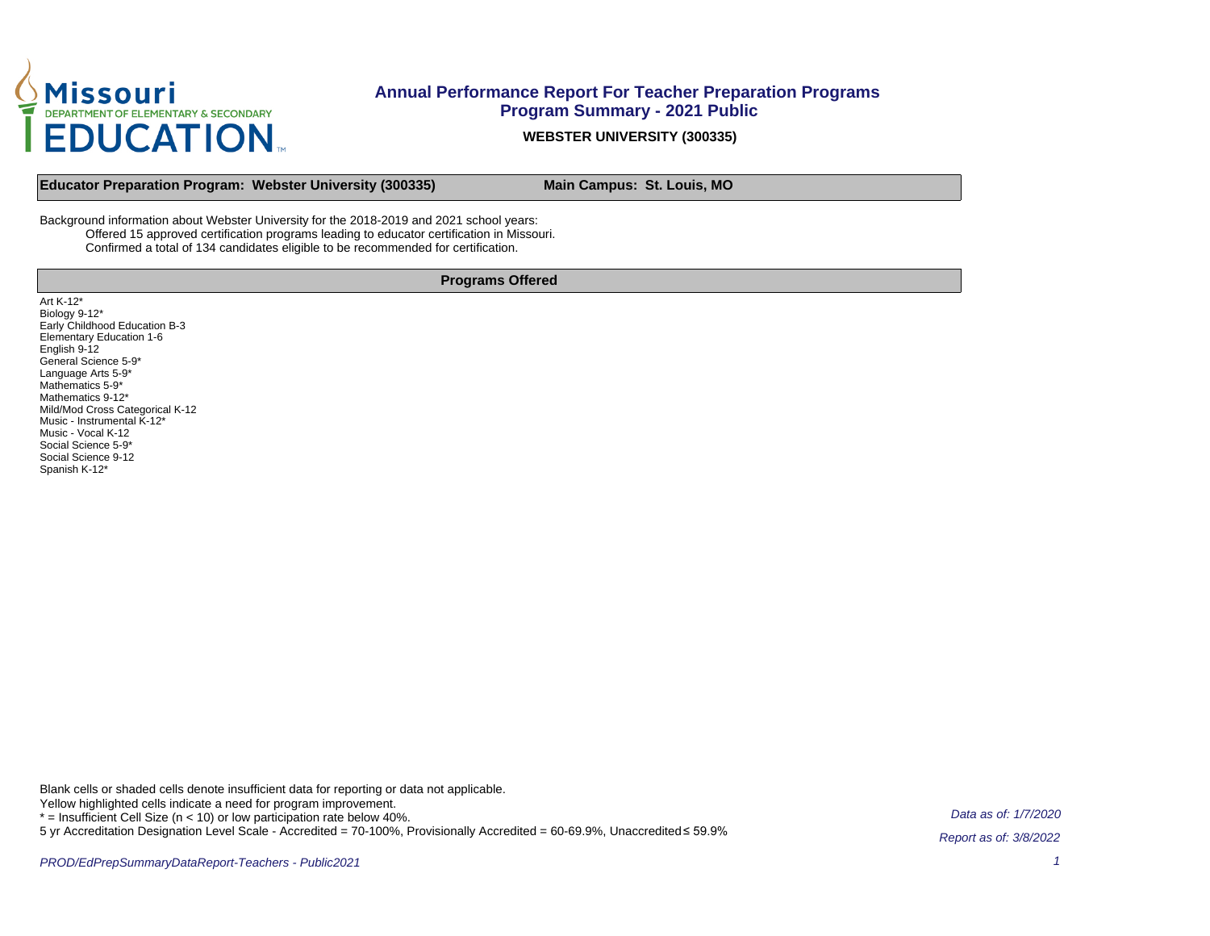# Annual Performance Report For Teacher Preparation Programs
## Program Summary - 2021 Public

**WEBSTER UNIVERSITY (300335)**

**Educator Preparation Program: Webster University (300335)** **Main Campus: St. Louis, MO**

Background information about Webster University for the 2018-2019 and 2021 school years:

Offered 15 approved certification programs leading to educator certification in Missouri.
Confirmed a total of 134 candidates eligible to be recommended for certification.

### Programs Offered

Art K-12*
Biology 9-12*
Early Childhood Education B-3
Elementary Education 1-6
English 9-12
General Science 5-9*
Language Arts 5-9*
Mathematics 5-9*
Mathematics 9-12*
Mild/Mod Cross Categorical K-12
Music - Instrumental K-12*
Music - Vocal K-12
Social Science 5-9*
Social Science 9-12
Spanish K-12*

Blank cells or shaded cells denote insufficient data for reporting or data not applicable.
Yellow highlighted cells indicate a need for program improvement.
* = Insufficient Cell Size (n < 10) or low participation rate below 40%.
5 yr Accreditation Designation Level Scale - Accredited = 70-100%, Provisionally Accredited = 60-69.9%, Unaccredited ≤ 59.9%

*Data as of: 1/7/2020*

*Report as of: 3/8/2022*

*PROD/EdPrepSummaryDataReport-Teachers - Public2021*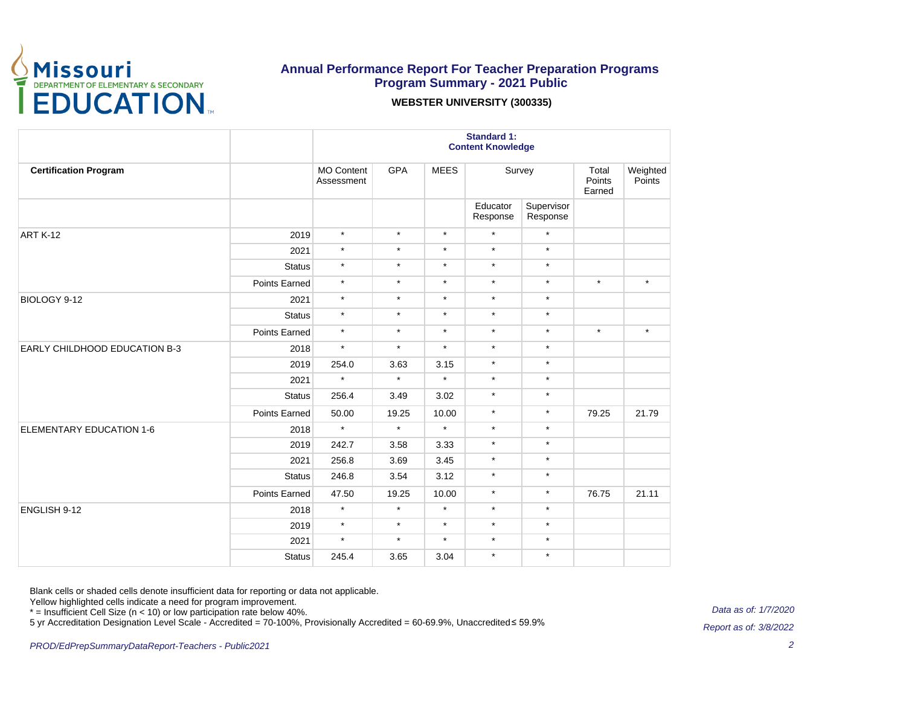# Annual Performance Report For Teacher Preparation Programs
## Program Summary - 2021 Public

**WEBSTER UNIVERSITY (300335)**

| | | Standard 1: Content Knowledge | | | | | | |
|---|---|---|---|---|---|---|---|---|
| **Certification Program** | | MO Content Assessment | GPA | MEES | Survey | | Total Points Earned | Weighted Points |
| | | | | | Educator Response | Supervisor Response | | |
| ART K-12 | 2019 | * | * | * | * | * | | |
| | 2021 | * | * | * | * | * | | |
| | Status | * | * | * | * | * | | |
| | Points Earned | * | * | * | * | * | * | * |
| BIOLOGY 9-12 | 2021 | * | * | * | * | * | | |
| | Status | * | * | * | * | * | | |
| | Points Earned | * | * | * | * | * | * | * |
| EARLY CHILDHOOD EDUCATION B-3 | 2018 | * | * | * | * | * | | |
| | 2019 | 254.0 | 3.63 | 3.15 | * | * | | |
| | 2021 | * | * | * | * | * | | |
| | Status | 256.4 | 3.49 | 3.02 | * | * | | |
| | Points Earned | 50.00 | 19.25 | 10.00 | * | * | 79.25 | 21.79 |
| ELEMENTARY EDUCATION 1-6 | 2018 | * | * | * | * | * | | |
| | 2019 | 242.7 | 3.58 | 3.33 | * | * | | |
| | 2021 | 256.8 | 3.69 | 3.45 | * | * | | |
| | Status | 246.8 | 3.54 | 3.12 | * | * | | |
| | Points Earned | 47.50 | 19.25 | 10.00 | * | * | 76.75 | 21.11 |
| ENGLISH 9-12 | 2018 | * | * | * | * | * | | |
| | 2019 | * | * | * | * | * | | |
| | 2021 | * | * | * | * | * | | |
| | Status | 245.4 | 3.65 | 3.04 | * | * | | |

Blank cells or shaded cells denote insufficient data for reporting or data not applicable.
Yellow highlighted cells indicate a need for program improvement.
* = Insufficient Cell Size (n < 10) or low participation rate below 40%.
5 yr Accreditation Designation Level Scale - Accredited = 70-100%, Provisionally Accredited = 60-69.9%, Unaccredited ≤ 59.9%

*Data as of: 1/7/2020*

*Report as of: 3/8/2022*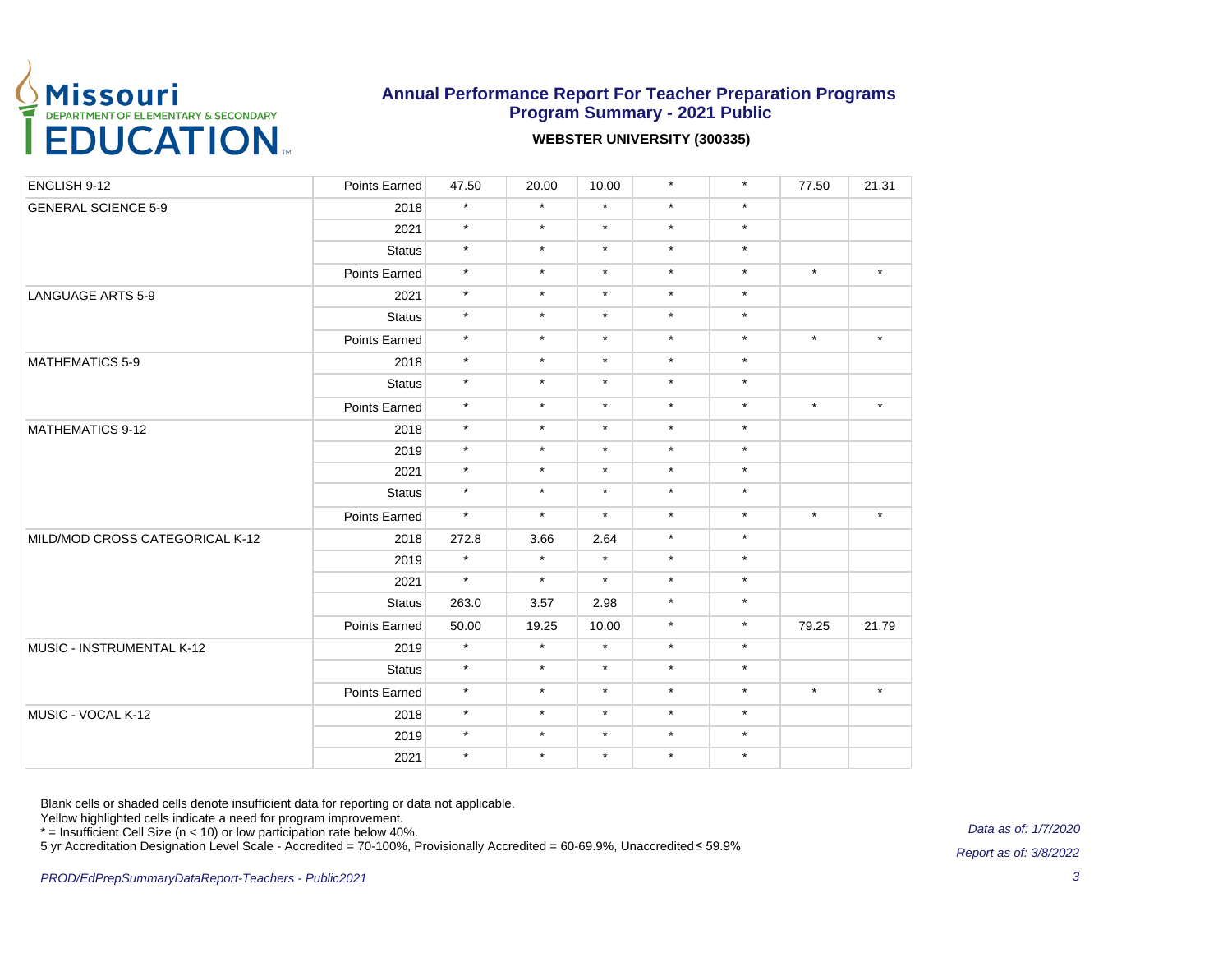# Annual Performance Report For Teacher Preparation Programs
## Program Summary - 2021 Public

**WEBSTER UNIVERSITY (300335)**

| | | | | | | | | |
|---|---|---|---|---|---|---|---|---|
| ENGLISH 9-12 | Points Earned | 47.50 | 20.00 | 10.00 | * | * | 77.50 | 21.31 |
| GENERAL SCIENCE 5-9 | 2018 | * | * | * | * | * | | |
| | 2021 | * | * | * | * | * | | |
| | Status | * | * | * | * | * | | |
| | Points Earned | * | * | * | * | * | * | * |
| LANGUAGE ARTS 5-9 | 2021 | * | * | * | * | * | | |
| | Status | * | * | * | * | * | | |
| | Points Earned | * | * | * | * | * | * | * |
| MATHEMATICS 5-9 | 2018 | * | * | * | * | * | | |
| | Status | * | * | * | * | * | | |
| | Points Earned | * | * | * | * | * | * | * |
| MATHEMATICS 9-12 | 2018 | * | * | * | * | * | | |
| | 2019 | * | * | * | * | * | | |
| | 2021 | * | * | * | * | * | | |
| | Status | * | * | * | * | * | | |
| | Points Earned | * | * | * | * | * | * | * |
| MILD/MOD CROSS CATEGORICAL K-12 | 2018 | 272.8 | 3.66 | 2.64 | * | * | | |
| | 2019 | * | * | * | * | * | | |
| | 2021 | * | * | * | * | * | | |
| | Status | 263.0 | 3.57 | 2.98 | * | * | | |
| | Points Earned | 50.00 | 19.25 | 10.00 | * | * | 79.25 | 21.79 |
| MUSIC - INSTRUMENTAL K-12 | 2019 | * | * | * | * | * | | |
| | Status | * | * | * | * | * | | |
| | Points Earned | * | * | * | * | * | * | * |
| MUSIC - VOCAL K-12 | 2018 | * | * | * | * | * | | |
| | 2019 | * | * | * | * | * | | |
| | 2021 | * | * | * | * | * | | |

Blank cells or shaded cells denote insufficient data for reporting or data not applicable.
Yellow highlighted cells indicate a need for program improvement.
* = Insufficient Cell Size (n < 10) or low participation rate below 40%.
5 yr Accreditation Designation Level Scale - Accredited = 70-100%, Provisionally Accredited = 60-69.9%, Unaccredited ≤ 59.9%

*Data as of: 1/7/2020*

*Report as of: 3/8/2022*

*PROD/EdPrepSummaryDataReport-Teachers - Public2021*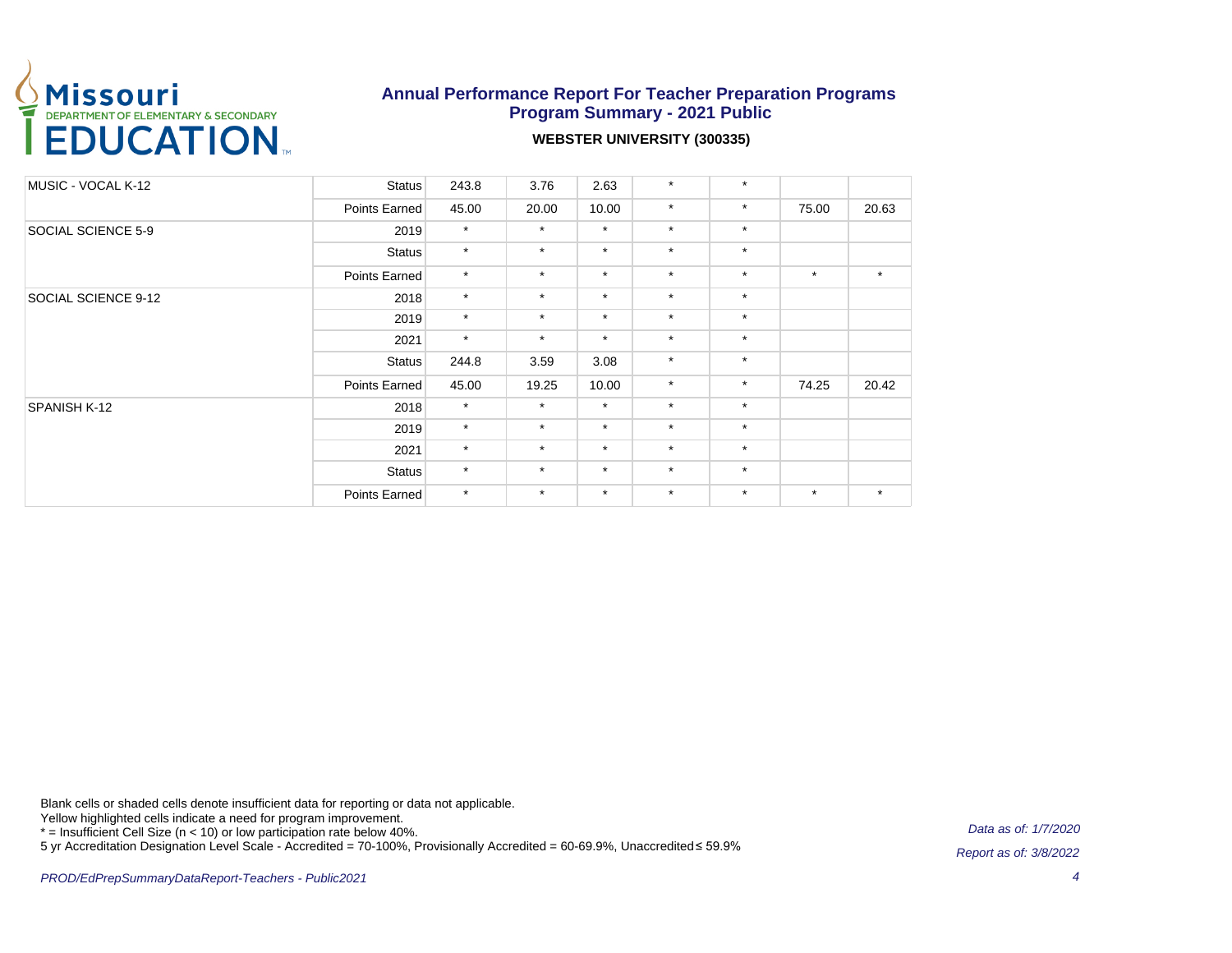# Annual Performance Report For Teacher Preparation Programs
## Program Summary - 2021 Public

**WEBSTER UNIVERSITY (300335)**

| | | | | | | | | |
|---|---|---|---|---|---|---|---|---|
| MUSIC - VOCAL K-12 | Status | 243.8 | 3.76 | 2.63 | * | * | | |
| | Points Earned | 45.00 | 20.00 | 10.00 | * | * | 75.00 | 20.63 |
| SOCIAL SCIENCE 5-9 | 2019 | * | * | * | * | * | | |
| | Status | * | * | * | * | * | | |
| | Points Earned | * | * | * | * | * | * | * |
| SOCIAL SCIENCE 9-12 | 2018 | * | * | * | * | * | | |
| | 2019 | * | * | * | * | * | | |
| | 2021 | * | * | * | * | * | | |
| | Status | 244.8 | 3.59 | 3.08 | * | * | | |
| | Points Earned | 45.00 | 19.25 | 10.00 | * | * | 74.25 | 20.42 |
| SPANISH K-12 | 2018 | * | * | * | * | * | | |
| | 2019 | * | * | * | * | * | | |
| | 2021 | * | * | * | * | * | | |
| | Status | * | * | * | * | * | | |
| | Points Earned | * | * | * | * | * | * | * |

Blank cells or shaded cells denote insufficient data for reporting or data not applicable.
Yellow highlighted cells indicate a need for program improvement.
* = Insufficient Cell Size (n < 10) or low participation rate below 40%.
5 yr Accreditation Designation Level Scale - Accredited = 70-100%, Provisionally Accredited = 60-69.9%, Unaccredited ≤ 59.9%

*Data as of: 1/7/2020*

*Report as of: 3/8/2022*

*PROD/EdPrepSummaryDataReport-Teachers - Public2021*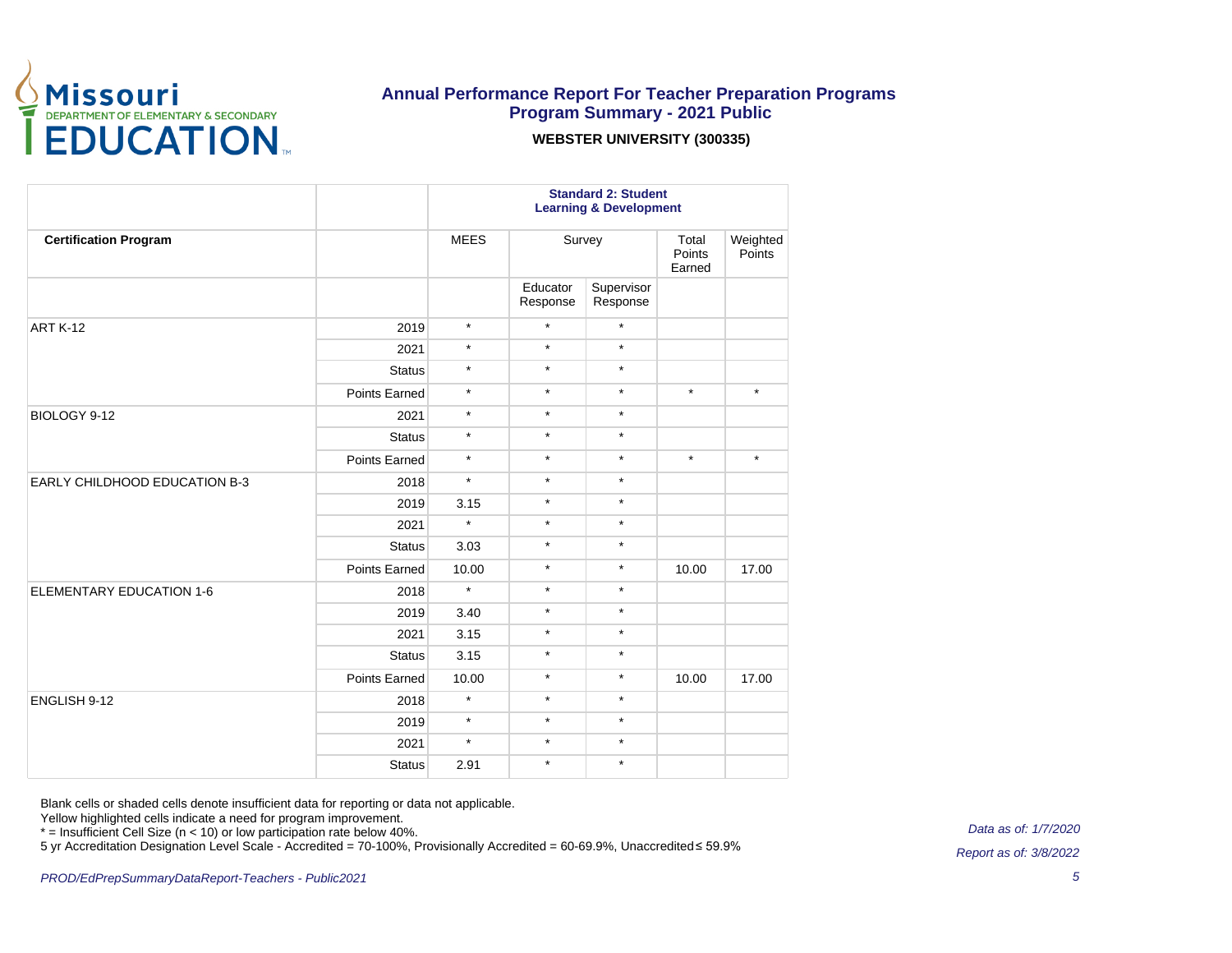# Annual Performance Report For Teacher Preparation Programs
## Program Summary - 2021 Public

**WEBSTER UNIVERSITY (300335)**

| | | Standard 2: Student Learning & Development | | | | |
|---|---|---|---|---|---|---|
| **Certification Program** | | MEES | Survey | | Total Points Earned | Weighted Points |
| | | | Educator Response | Supervisor Response | | |
| ART K-12 | 2019 | * | * | * | | |
| | 2021 | * | * | * | | |
| | Status | * | * | * | | |
| | Points Earned | * | * | * | * | * |
| BIOLOGY 9-12 | 2021 | * | * | * | | |
| | Status | * | * | * | | |
| | Points Earned | * | * | * | * | * |
| EARLY CHILDHOOD EDUCATION B-3 | 2018 | * | * | * | | |
| | 2019 | 3.15 | * | * | | |
| | 2021 | * | * | * | | |
| | Status | 3.03 | * | * | | |
| | Points Earned | 10.00 | * | * | 10.00 | 17.00 |
| ELEMENTARY EDUCATION 1-6 | 2018 | * | * | * | | |
| | 2019 | 3.40 | * | * | | |
| | 2021 | 3.15 | * | * | | |
| | Status | 3.15 | * | * | | |
| | Points Earned | 10.00 | * | * | 10.00 | 17.00 |
| ENGLISH 9-12 | 2018 | * | * | * | | |
| | 2019 | * | * | * | | |
| | 2021 | * | * | * | | |
| | Status | 2.91 | * | * | | |

Blank cells or shaded cells denote insufficient data for reporting or data not applicable.
Yellow highlighted cells indicate a need for program improvement.
* = Insufficient Cell Size (n < 10) or low participation rate below 40%.
5 yr Accreditation Designation Level Scale - Accredited = 70-100%, Provisionally Accredited = 60-69.9%, Unaccredited ≤ 59.9%

*Data as of: 1/7/2020*

*Report as of: 3/8/2022*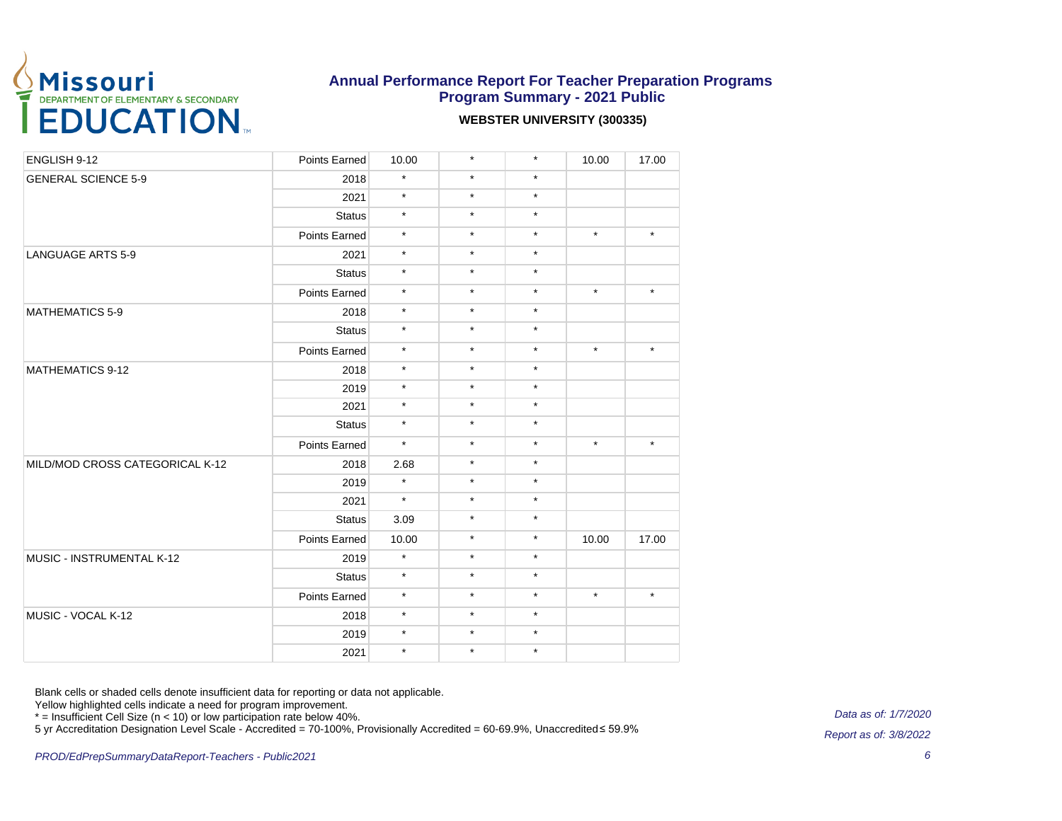# Annual Performance Report For Teacher Preparation Programs
## Program Summary - 2021 Public

**WEBSTER UNIVERSITY (300335)**

| | | | | | | |
|---|---|---|---|---|---|---|
| ENGLISH 9-12 | Points Earned | 10.00 | * | * | 10.00 | 17.00 |
| GENERAL SCIENCE 5-9 | 2018 | * | * | * | | |
| | 2021 | * | * | * | | |
| | Status | * | * | * | | |
| | Points Earned | * | * | * | * | * |
| LANGUAGE ARTS 5-9 | 2021 | * | * | * | | |
| | Status | * | * | * | | |
| | Points Earned | * | * | * | * | * |
| MATHEMATICS 5-9 | 2018 | * | * | * | | |
| | Status | * | * | * | | |
| | Points Earned | * | * | * | * | * |
| MATHEMATICS 9-12 | 2018 | * | * | * | | |
| | 2019 | * | * | * | | |
| | 2021 | * | * | * | | |
| | Status | * | * | * | | |
| | Points Earned | * | * | * | * | * |
| MILD/MOD CROSS CATEGORICAL K-12 | 2018 | 2.68 | * | * | | |
| | 2019 | * | * | * | | |
| | 2021 | * | * | * | | |
| | Status | 3.09 | * | * | | |
| | Points Earned | 10.00 | * | * | 10.00 | 17.00 |
| MUSIC - INSTRUMENTAL K-12 | 2019 | * | * | * | | |
| | Status | * | * | * | | |
| | Points Earned | * | * | * | * | * |
| MUSIC - VOCAL K-12 | 2018 | * | * | * | | |
| | 2019 | * | * | * | | |
| | 2021 | * | * | * | | |

Blank cells or shaded cells denote insufficient data for reporting or data not applicable.
Yellow highlighted cells indicate a need for program improvement.
* = Insufficient Cell Size (n < 10) or low participation rate below 40%.
5 yr Accreditation Designation Level Scale - Accredited = 70-100%, Provisionally Accredited = 60-69.9%, Unaccredited ≤ 59.9%

*Data as of: 1/7/2020*

*Report as of: 3/8/2022*

*PROD/EdPrepSummaryDataReport-Teachers - Public2021*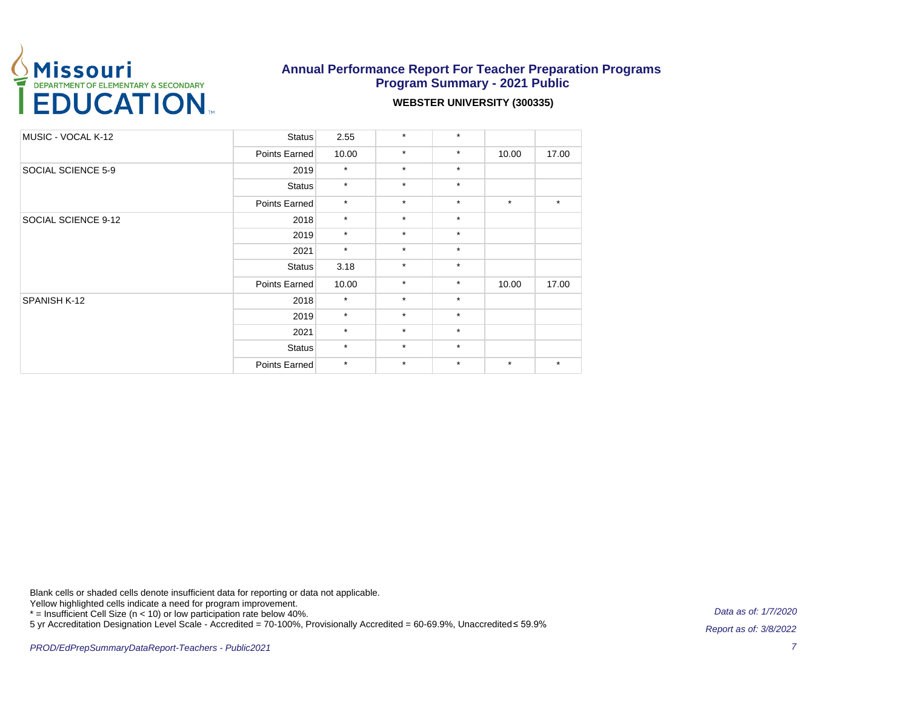# Annual Performance Report For Teacher Preparation Programs
## Program Summary - 2021 Public

**WEBSTER UNIVERSITY (300335)**

| | | | | | | |
|---|---|---|---|---|---|---|
| MUSIC - VOCAL K-12 | Status | 2.55 | * | * | | |
| | Points Earned | 10.00 | * | * | 10.00 | 17.00 |
| SOCIAL SCIENCE 5-9 | 2019 | * | * | * | | |
| | Status | * | * | * | | |
| | Points Earned | * | * | * | * | * |
| SOCIAL SCIENCE 9-12 | 2018 | * | * | * | | |
| | 2019 | * | * | * | | |
| | 2021 | * | * | * | | |
| | Status | 3.18 | * | * | | |
| | Points Earned | 10.00 | * | * | 10.00 | 17.00 |
| SPANISH K-12 | 2018 | * | * | * | | |
| | 2019 | * | * | * | | |
| | 2021 | * | * | * | | |
| | Status | * | * | * | | |
| | Points Earned | * | * | * | * | * |

Blank cells or shaded cells denote insufficient data for reporting or data not applicable.
Yellow highlighted cells indicate a need for program improvement.
* = Insufficient Cell Size (n < 10) or low participation rate below 40%.
5 yr Accreditation Designation Level Scale - Accredited = 70-100%, Provisionally Accredited = 60-69.9%, Unaccredited ≤ 59.9%

*Data as of: 1/7/2020*

*Report as of: 3/8/2022*

*PROD/EdPrepSummaryDataReport-Teachers - Public2021*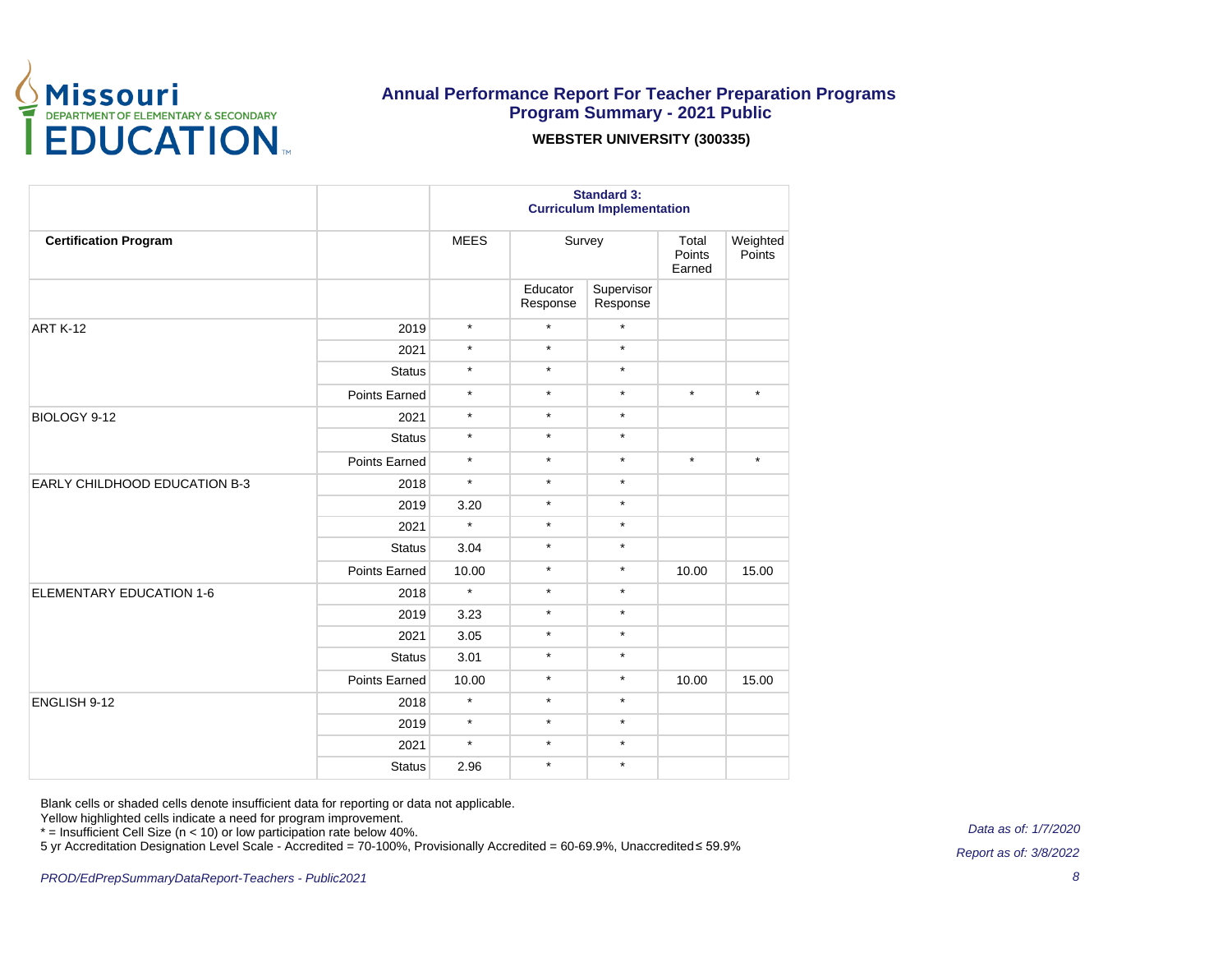# Annual Performance Report For Teacher Preparation Programs
## Program Summary - 2021 Public

**WEBSTER UNIVERSITY (300335)**

| | | Standard 3: Curriculum Implementation | | | | |
|---|---|---|---|---|---|---|
| **Certification Program** | | MEES | Survey | | Total Points Earned | Weighted Points |
| | | | Educator Response | Supervisor Response | | |
| ART K-12 | 2019 | * | * | * | | |
| | 2021 | * | * | * | | |
| | Status | * | * | * | | |
| | Points Earned | * | * | * | * | * |
| BIOLOGY 9-12 | 2021 | * | * | * | | |
| | Status | * | * | * | | |
| | Points Earned | * | * | * | * | * |
| EARLY CHILDHOOD EDUCATION B-3 | 2018 | * | * | * | | |
| | 2019 | 3.20 | * | * | | |
| | 2021 | * | * | * | | |
| | Status | 3.04 | * | * | | |
| | Points Earned | 10.00 | * | * | 10.00 | 15.00 |
| ELEMENTARY EDUCATION 1-6 | 2018 | * | * | * | | |
| | 2019 | 3.23 | * | * | | |
| | 2021 | 3.05 | * | * | | |
| | Status | 3.01 | * | * | | |
| | Points Earned | 10.00 | * | * | 10.00 | 15.00 |
| ENGLISH 9-12 | 2018 | * | * | * | | |
| | 2019 | * | * | * | | |
| | 2021 | * | * | * | | |
| | Status | 2.96 | * | * | | |

Blank cells or shaded cells denote insufficient data for reporting or data not applicable.
Yellow highlighted cells indicate a need for program improvement.
* = Insufficient Cell Size (n < 10) or low participation rate below 40%.
5 yr Accreditation Designation Level Scale - Accredited = 70-100%, Provisionally Accredited = 60-69.9%, Unaccredited ≤ 59.9%

*Data as of: 1/7/2020*

*Report as of: 3/8/2022*

*PROD/EdPrepSummaryDataReport-Teachers - Public2021*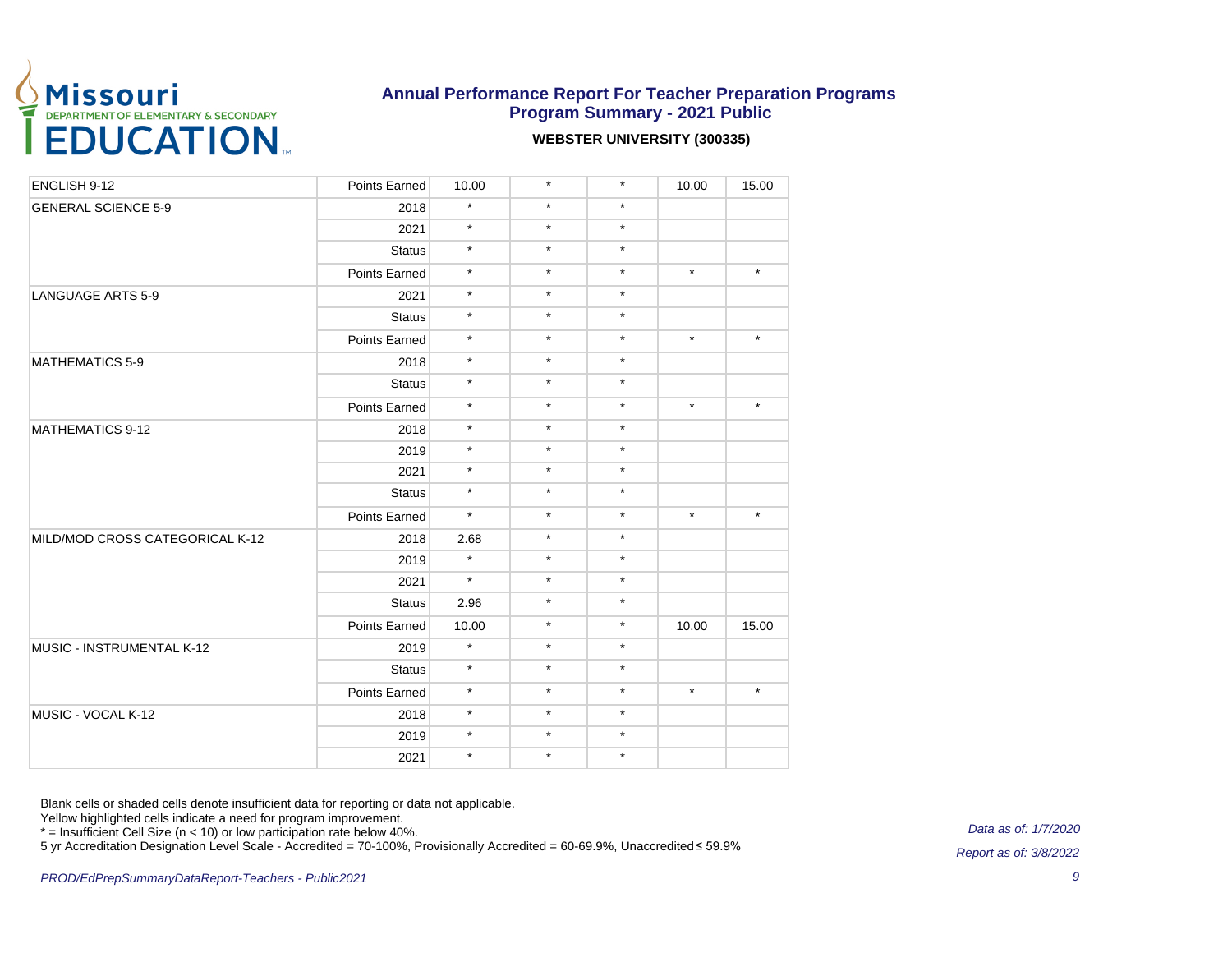# Annual Performance Report For Teacher Preparation Programs
## Program Summary - 2021 Public

**WEBSTER UNIVERSITY (300335)**

| | | | | | | |
|---|---|---|---|---|---|---|
| ENGLISH 9-12 | Points Earned | 10.00 | * | * | 10.00 | 15.00 |
| GENERAL SCIENCE 5-9 | 2018 | * | * | * | | |
| | 2021 | * | * | * | | |
| | Status | * | * | * | | |
| | Points Earned | * | * | * | * | * |
| LANGUAGE ARTS 5-9 | 2021 | * | * | * | | |
| | Status | * | * | * | | |
| | Points Earned | * | * | * | * | * |
| MATHEMATICS 5-9 | 2018 | * | * | * | | |
| | Status | * | * | * | | |
| | Points Earned | * | * | * | * | * |
| MATHEMATICS 9-12 | 2018 | * | * | * | | |
| | 2019 | * | * | * | | |
| | 2021 | * | * | * | | |
| | Status | * | * | * | | |
| | Points Earned | * | * | * | * | * |
| MILD/MOD CROSS CATEGORICAL K-12 | 2018 | 2.68 | * | * | | |
| | 2019 | * | * | * | | |
| | 2021 | * | * | * | | |
| | Status | 2.96 | * | * | | |
| | Points Earned | 10.00 | * | * | 10.00 | 15.00 |
| MUSIC - INSTRUMENTAL K-12 | 2019 | * | * | * | | |
| | Status | * | * | * | | |
| | Points Earned | * | * | * | * | * |
| MUSIC - VOCAL K-12 | 2018 | * | * | * | | |
| | 2019 | * | * | * | | |
| | 2021 | * | * | * | | |

Blank cells or shaded cells denote insufficient data for reporting or data not applicable.
Yellow highlighted cells indicate a need for program improvement.
* = Insufficient Cell Size (n < 10) or low participation rate below 40%.
5 yr Accreditation Designation Level Scale - Accredited = 70-100%, Provisionally Accredited = 60-69.9%, Unaccredited ≤ 59.9%

*Data as of: 1/7/2020*

*Report as of: 3/8/2022*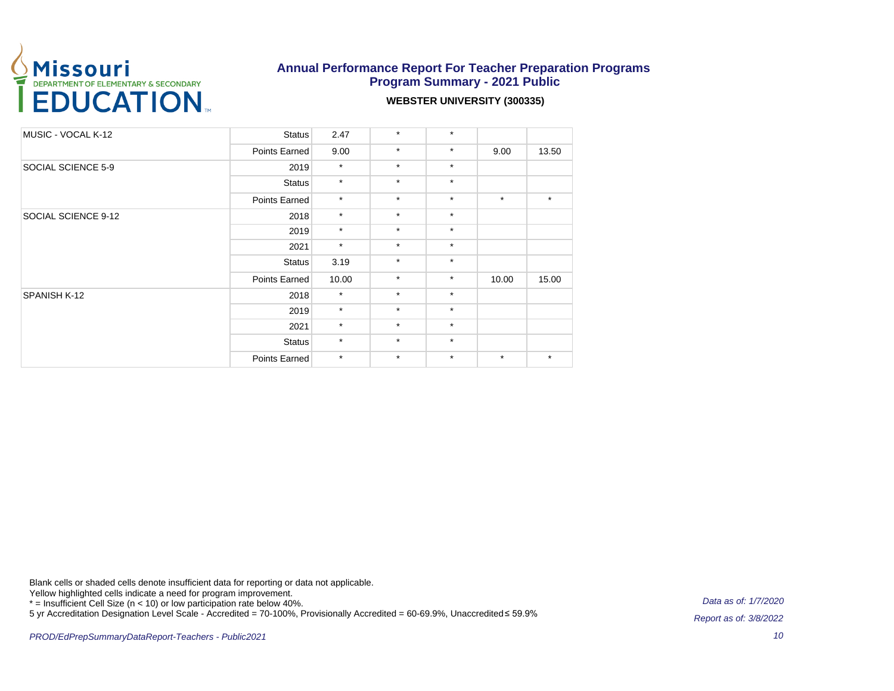# Annual Performance Report For Teacher Preparation Programs
## Program Summary - 2021 Public

**WEBSTER UNIVERSITY (300335)**

| | | | | | | |
|---|---|---|---|---|---|---|
| MUSIC - VOCAL K-12 | Status | 2.47 | * | * | | |
| | Points Earned | 9.00 | * | * | 9.00 | 13.50 |
| SOCIAL SCIENCE 5-9 | 2019 | * | * | * | | |
| | Status | * | * | * | | |
| | Points Earned | * | * | * | * | * |
| SOCIAL SCIENCE 9-12 | 2018 | * | * | * | | |
| | 2019 | * | * | * | | |
| | 2021 | * | * | * | | |
| | Status | 3.19 | * | * | | |
| | Points Earned | 10.00 | * | * | 10.00 | 15.00 |
| SPANISH K-12 | 2018 | * | * | * | | |
| | 2019 | * | * | * | | |
| | 2021 | * | * | * | | |
| | Status | * | * | * | | |
| | Points Earned | * | * | * | * | * |

Blank cells or shaded cells denote insufficient data for reporting or data not applicable.
Yellow highlighted cells indicate a need for program improvement.
* = Insufficient Cell Size (n < 10) or low participation rate below 40%.
5 yr Accreditation Designation Level Scale - Accredited = 70-100%, Provisionally Accredited = 60-69.9%, Unaccredited ≤ 59.9%

*Data as of: 1/7/2020*

*Report as of: 3/8/2022*

*PROD/EdPrepSummaryDataReport-Teachers - Public2021*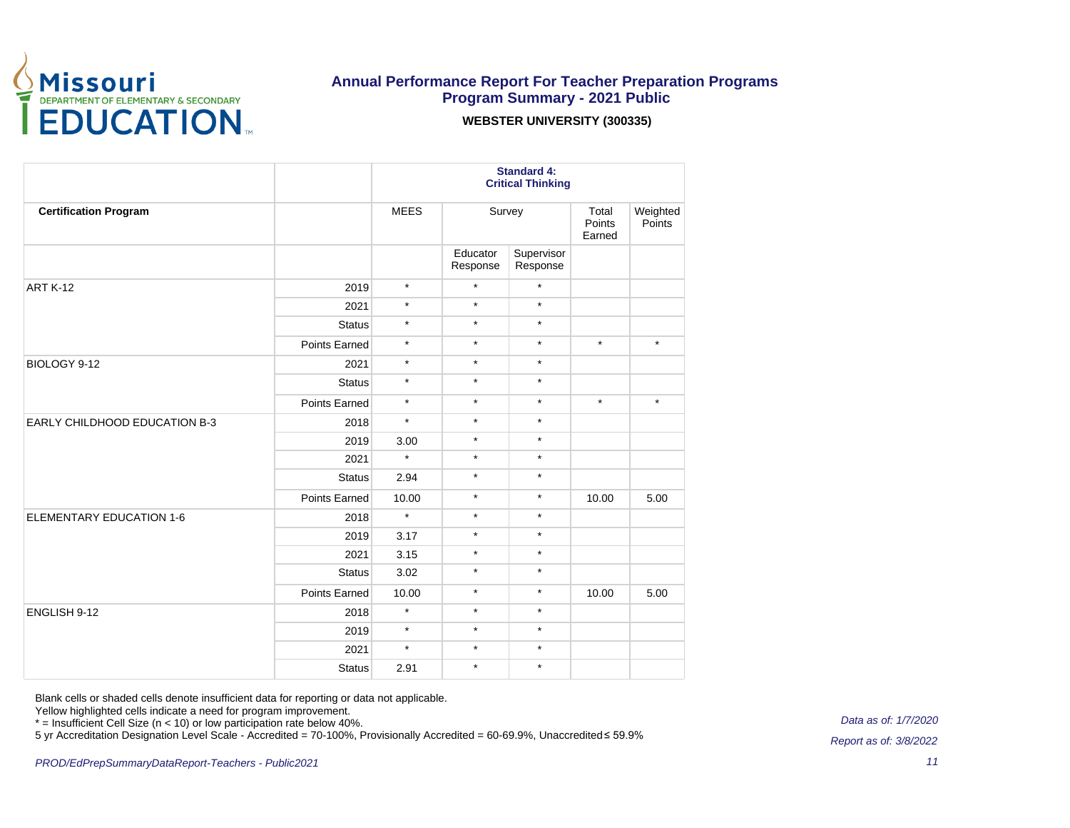# Annual Performance Report For Teacher Preparation Programs
## Program Summary - 2021 Public

**WEBSTER UNIVERSITY (300335)**

| | | Standard 4: Critical Thinking | | | | |
|---|---|---|---|---|---|---|
| **Certification Program** | | MEES | Survey | | Total Points Earned | Weighted Points |
| | | | Educator Response | Supervisor Response | | |
| ART K-12 | 2019 | * | * | * | | |
| | 2021 | * | * | * | | |
| | Status | * | * | * | | |
| | Points Earned | * | * | * | * | * |
| BIOLOGY 9-12 | 2021 | * | * | * | | |
| | Status | * | * | * | | |
| | Points Earned | * | * | * | * | * |
| EARLY CHILDHOOD EDUCATION B-3 | 2018 | * | * | * | | |
| | 2019 | 3.00 | * | * | | |
| | 2021 | * | * | * | | |
| | Status | 2.94 | * | * | | |
| | Points Earned | 10.00 | * | * | 10.00 | 5.00 |
| ELEMENTARY EDUCATION 1-6 | 2018 | * | * | * | | |
| | 2019 | 3.17 | * | * | | |
| | 2021 | 3.15 | * | * | | |
| | Status | 3.02 | * | * | | |
| | Points Earned | 10.00 | * | * | 10.00 | 5.00 |
| ENGLISH 9-12 | 2018 | * | * | * | | |
| | 2019 | * | * | * | | |
| | 2021 | * | * | * | | |
| | Status | 2.91 | * | * | | |

Blank cells or shaded cells denote insufficient data for reporting or data not applicable.
Yellow highlighted cells indicate a need for program improvement.
* = Insufficient Cell Size (n < 10) or low participation rate below 40%.
5 yr Accreditation Designation Level Scale - Accredited = 70-100%, Provisionally Accredited = 60-69.9%, Unaccredited ≤ 59.9%

*Data as of: 1/7/2020*

*Report as of: 3/8/2022*

*PROD/EdPrepSummaryDataReport-Teachers - Public2021*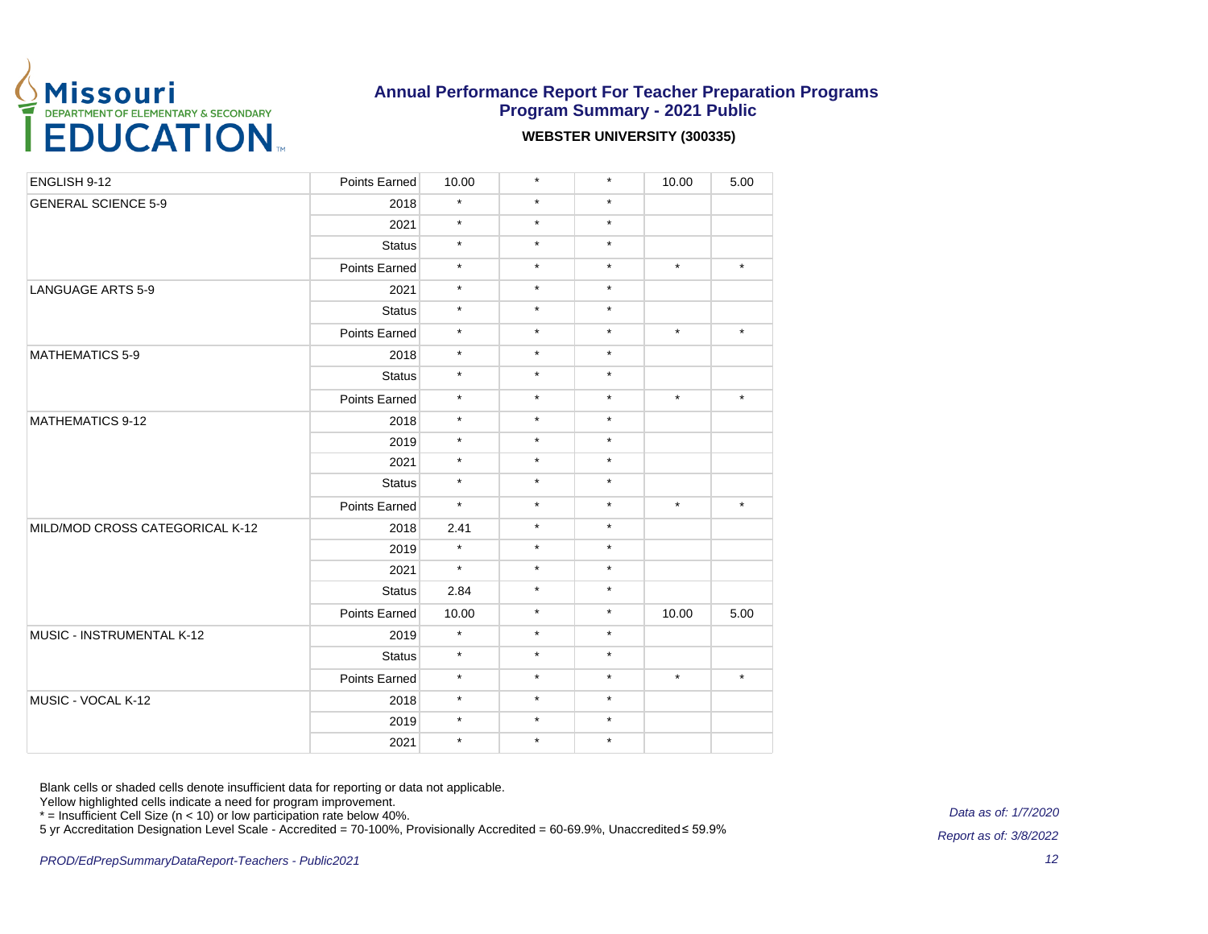# Annual Performance Report For Teacher Preparation Programs
## Program Summary - 2021 Public

**WEBSTER UNIVERSITY (300335)**

| | | | | | | |
|---|---|---|---|---|---|---|
| ENGLISH 9-12 | Points Earned | 10.00 | * | * | 10.00 | 5.00 |
| GENERAL SCIENCE 5-9 | 2018 | * | * | * | | |
| | 2021 | * | * | * | | |
| | Status | * | * | * | | |
| | Points Earned | * | * | * | * | * |
| LANGUAGE ARTS 5-9 | 2021 | * | * | * | | |
| | Status | * | * | * | | |
| | Points Earned | * | * | * | * | * |
| MATHEMATICS 5-9 | 2018 | * | * | * | | |
| | Status | * | * | * | | |
| | Points Earned | * | * | * | * | * |
| MATHEMATICS 9-12 | 2018 | * | * | * | | |
| | 2019 | * | * | * | | |
| | 2021 | * | * | * | | |
| | Status | * | * | * | | |
| | Points Earned | * | * | * | * | * |
| MILD/MOD CROSS CATEGORICAL K-12 | 2018 | 2.41 | * | * | | |
| | 2019 | * | * | * | | |
| | 2021 | * | * | * | | |
| | Status | 2.84 | * | * | | |
| | Points Earned | 10.00 | * | * | 10.00 | 5.00 |
| MUSIC - INSTRUMENTAL K-12 | 2019 | * | * | * | | |
| | Status | * | * | * | | |
| | Points Earned | * | * | * | * | * |
| MUSIC - VOCAL K-12 | 2018 | * | * | * | | |
| | 2019 | * | * | * | | |
| | 2021 | * | * | * | | |

Blank cells or shaded cells denote insufficient data for reporting or data not applicable.
Yellow highlighted cells indicate a need for program improvement.
* = Insufficient Cell Size (n < 10) or low participation rate below 40%.
5 yr Accreditation Designation Level Scale - Accredited = 70-100%, Provisionally Accredited = 60-69.9%, Unaccredited ≤ 59.9%

*Data as of: 1/7/2020*

*Report as of: 3/8/2022*

*PROD/EdPrepSummaryDataReport-Teachers - Public2021*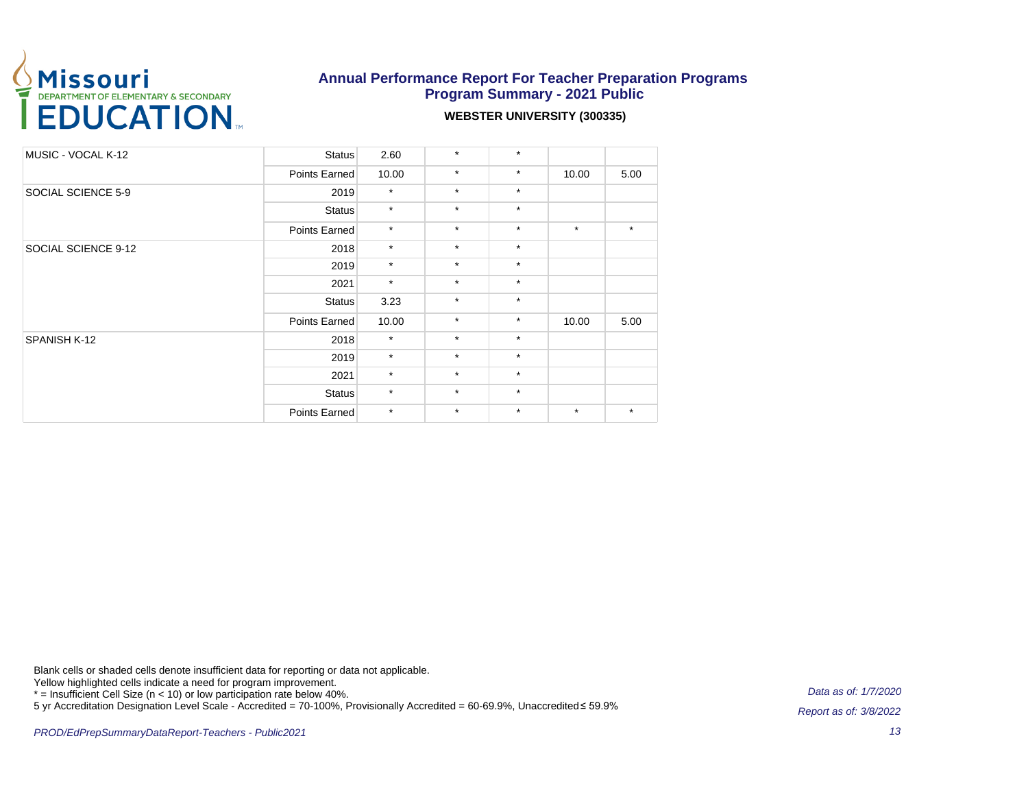# Annual Performance Report For Teacher Preparation Programs
## Program Summary - 2021 Public

**WEBSTER UNIVERSITY (300335)**

| | | | | | | |
|---|---|---|---|---|---|---|
| MUSIC - VOCAL K-12 | Status | 2.60 | * | * | | |
| | Points Earned | 10.00 | * | * | 10.00 | 5.00 |
| SOCIAL SCIENCE 5-9 | 2019 | * | * | * | | |
| | Status | * | * | * | | |
| | Points Earned | * | * | * | * | * |
| SOCIAL SCIENCE 9-12 | 2018 | * | * | * | | |
| | 2019 | * | * | * | | |
| | 2021 | * | * | * | | |
| | Status | 3.23 | * | * | | |
| | Points Earned | 10.00 | * | * | 10.00 | 5.00 |
| SPANISH K-12 | 2018 | * | * | * | | |
| | 2019 | * | * | * | | |
| | 2021 | * | * | * | | |
| | Status | * | * | * | | |
| | Points Earned | * | * | * | * | * |

Blank cells or shaded cells denote insufficient data for reporting or data not applicable.
Yellow highlighted cells indicate a need for program improvement.
* = Insufficient Cell Size (n < 10) or low participation rate below 40%.
5 yr Accreditation Designation Level Scale - Accredited = 70-100%, Provisionally Accredited = 60-69.9%, Unaccredited ≤ 59.9%

*Data as of: 1/7/2020*

*Report as of: 3/8/2022*

*PROD/EdPrepSummaryDataReport-Teachers - Public2021*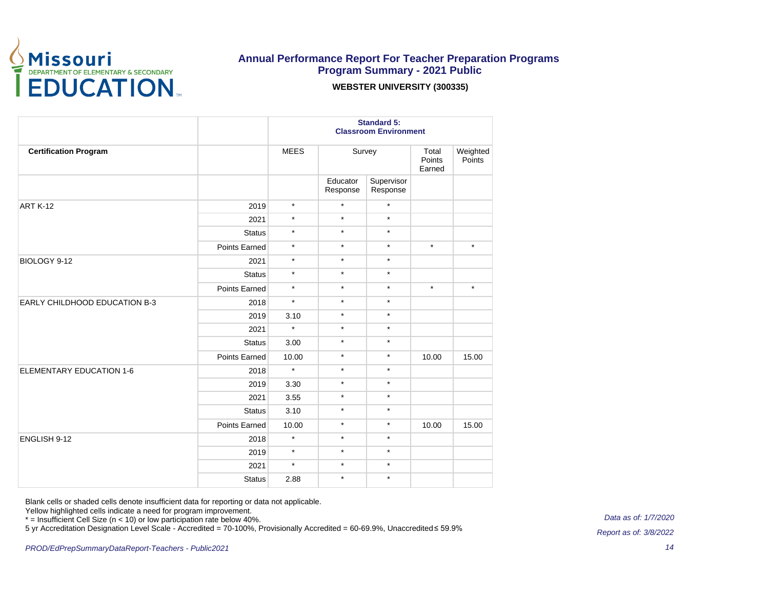# Annual Performance Report For Teacher Preparation Programs
## Program Summary - 2021 Public

**WEBSTER UNIVERSITY (300335)**

| | | Standard 5: Classroom Environment | | | | |
|---|---|---|---|---|---|---|
| **Certification Program** | | MEES | Survey | | Total Points Earned | Weighted Points |
| | | | Educator Response | Supervisor Response | | |
| ART K-12 | 2019 | * | * | * | | |
| | 2021 | * | * | * | | |
| | Status | * | * | * | | |
| | Points Earned | * | * | * | * | * |
| BIOLOGY 9-12 | 2021 | * | * | * | | |
| | Status | * | * | * | | |
| | Points Earned | * | * | * | * | * |
| EARLY CHILDHOOD EDUCATION B-3 | 2018 | * | * | * | | |
| | 2019 | 3.10 | * | * | | |
| | 2021 | * | * | * | | |
| | Status | 3.00 | * | * | | |
| | Points Earned | 10.00 | * | * | 10.00 | 15.00 |
| ELEMENTARY EDUCATION 1-6 | 2018 | * | * | * | | |
| | 2019 | 3.30 | * | * | | |
| | 2021 | 3.55 | * | * | | |
| | Status | 3.10 | * | * | | |
| | Points Earned | 10.00 | * | * | 10.00 | 15.00 |
| ENGLISH 9-12 | 2018 | * | * | * | | |
| | 2019 | * | * | * | | |
| | 2021 | * | * | * | | |
| | Status | 2.88 | * | * | | |

Blank cells or shaded cells denote insufficient data for reporting or data not applicable.
Yellow highlighted cells indicate a need for program improvement.
* = Insufficient Cell Size (n < 10) or low participation rate below 40%.
5 yr Accreditation Designation Level Scale - Accredited = 70-100%, Provisionally Accredited = 60-69.9%, Unaccredited ≤ 59.9%

*Data as of: 1/7/2020*

*Report as of: 3/8/2022*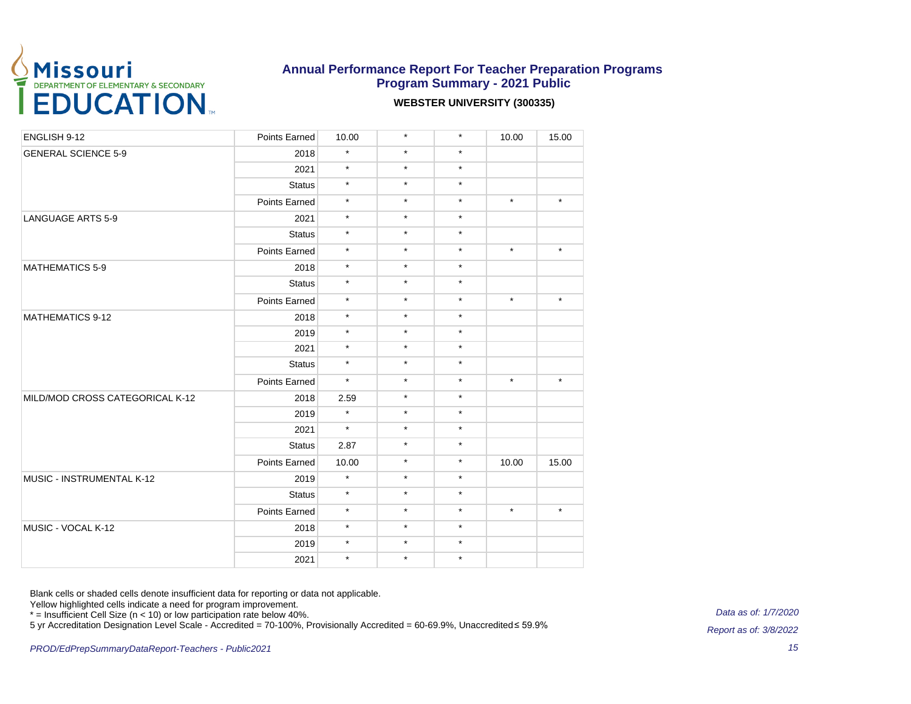# Annual Performance Report For Teacher Preparation Programs
## Program Summary - 2021 Public

**WEBSTER UNIVERSITY (300335)**

| | | | | | | |
|---|---|---|---|---|---|---|
| ENGLISH 9-12 | Points Earned | 10.00 | * | * | 10.00 | 15.00 |
| GENERAL SCIENCE 5-9 | 2018 | * | * | * | | |
| | 2021 | * | * | * | | |
| | Status | * | * | * | | |
| | Points Earned | * | * | * | * | * |
| LANGUAGE ARTS 5-9 | 2021 | * | * | * | | |
| | Status | * | * | * | | |
| | Points Earned | * | * | * | * | * |
| MATHEMATICS 5-9 | 2018 | * | * | * | | |
| | Status | * | * | * | | |
| | Points Earned | * | * | * | * | * |
| MATHEMATICS 9-12 | 2018 | * | * | * | | |
| | 2019 | * | * | * | | |
| | 2021 | * | * | * | | |
| | Status | * | * | * | | |
| | Points Earned | * | * | * | * | * |
| MILD/MOD CROSS CATEGORICAL K-12 | 2018 | 2.59 | * | * | | |
| | 2019 | * | * | * | | |
| | 2021 | * | * | * | | |
| | Status | 2.87 | * | * | | |
| | Points Earned | 10.00 | * | * | 10.00 | 15.00 |
| MUSIC - INSTRUMENTAL K-12 | 2019 | * | * | * | | |
| | Status | * | * | * | | |
| | Points Earned | * | * | * | * | * |
| MUSIC - VOCAL K-12 | 2018 | * | * | * | | |
| | 2019 | * | * | * | | |
| | 2021 | * | * | * | | |

Blank cells or shaded cells denote insufficient data for reporting or data not applicable.
Yellow highlighted cells indicate a need for program improvement.
* = Insufficient Cell Size (n < 10) or low participation rate below 40%.
5 yr Accreditation Designation Level Scale - Accredited = 70-100%, Provisionally Accredited = 60-69.9%, Unaccredited ≤ 59.9%

*Data as of: 1/7/2020*

*Report as of: 3/8/2022*

*PROD/EdPrepSummaryDataReport-Teachers - Public2021*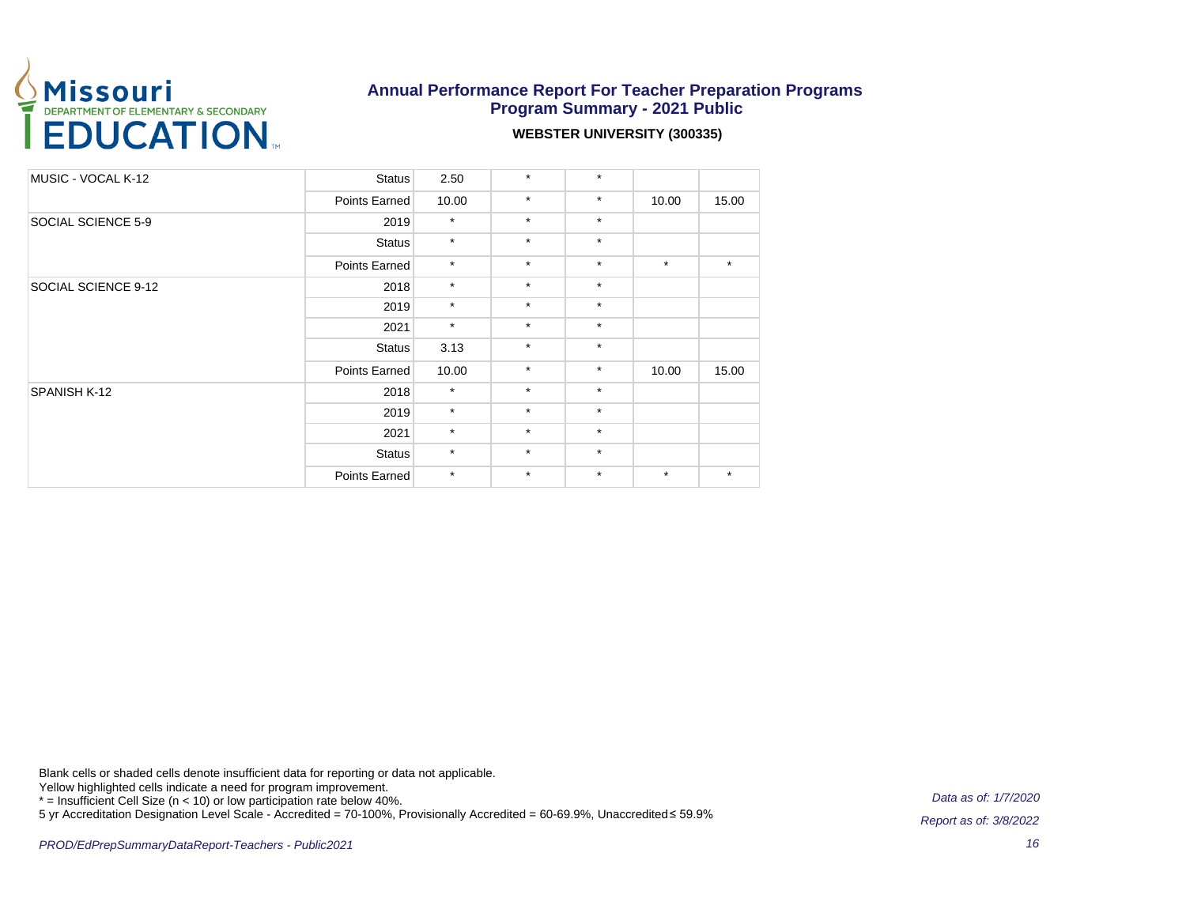# Annual Performance Report For Teacher Preparation Programs

## Program Summary - 2021 Public

**WEBSTER UNIVERSITY (300335)**

| | | | | | | |
|---|---|---|---|---|---|---|
| MUSIC - VOCAL K-12 | Status | 2.50 | * | * | | |
| | Points Earned | 10.00 | * | * | 10.00 | 15.00 |
| SOCIAL SCIENCE 5-9 | 2019 | * | * | * | | |
| | Status | * | * | * | | |
| | Points Earned | * | * | * | * | * |
| SOCIAL SCIENCE 9-12 | 2018 | * | * | * | | |
| | 2019 | * | * | * | | |
| | 2021 | * | * | * | | |
| | Status | 3.13 | * | * | | |
| | Points Earned | 10.00 | * | * | 10.00 | 15.00 |
| SPANISH K-12 | 2018 | * | * | * | | |
| | 2019 | * | * | * | | |
| | 2021 | * | * | * | | |
| | Status | * | * | * | | |
| | Points Earned | * | * | * | * | * |

Blank cells or shaded cells denote insufficient data for reporting or data not applicable.
Yellow highlighted cells indicate a need for program improvement.
* = Insufficient Cell Size (n < 10) or low participation rate below 40%.
5 yr Accreditation Designation Level Scale - Accredited = 70-100%, Provisionally Accredited = 60-69.9%, Unaccredited ≤ 59.9%

*Data as of: 1/7/2020*

*Report as of: 3/8/2022*

*PROD/EdPrepSummaryDataReport-Teachers - Public2021*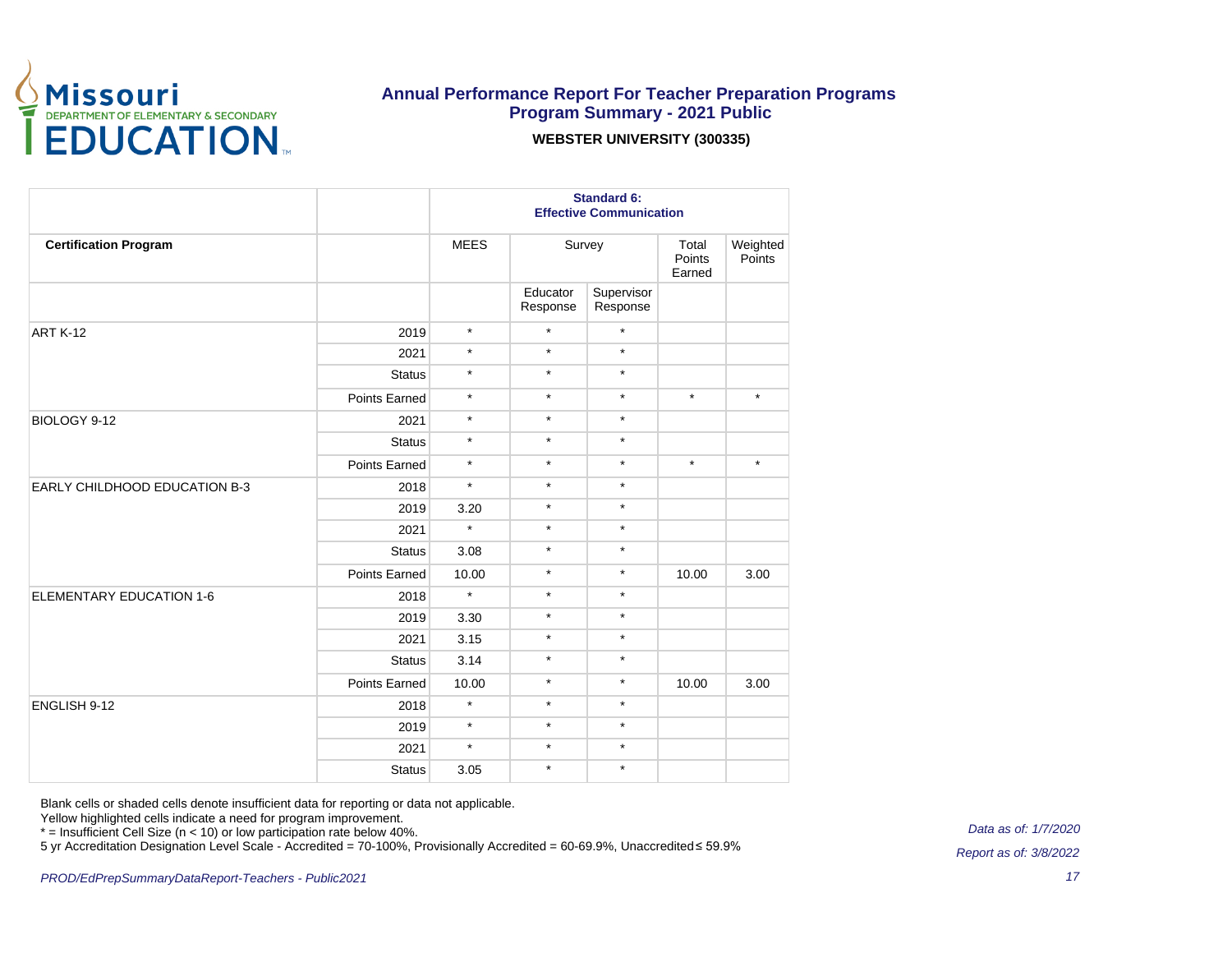# Annual Performance Report For Teacher Preparation Programs
## Program Summary - 2021 Public

**WEBSTER UNIVERSITY (300335)**

| | | Standard 6: Effective Communication | | | | |
|---|---|---|---|---|---|---|
| **Certification Program** | | MEES | Survey | | Total Points Earned | Weighted Points |
| | | | Educator Response | Supervisor Response | | |
| ART K-12 | 2019 | * | * | * | | |
| | 2021 | * | * | * | | |
| | Status | * | * | * | | |
| | Points Earned | * | * | * | * | * |
| BIOLOGY 9-12 | 2021 | * | * | * | | |
| | Status | * | * | * | | |
| | Points Earned | * | * | * | * | * |
| EARLY CHILDHOOD EDUCATION B-3 | 2018 | * | * | * | | |
| | 2019 | 3.20 | * | * | | |
| | 2021 | * | * | * | | |
| | Status | 3.08 | * | * | | |
| | Points Earned | 10.00 | * | * | 10.00 | 3.00 |
| ELEMENTARY EDUCATION 1-6 | 2018 | * | * | * | | |
| | 2019 | 3.30 | * | * | | |
| | 2021 | 3.15 | * | * | | |
| | Status | 3.14 | * | * | | |
| | Points Earned | 10.00 | * | * | 10.00 | 3.00 |
| ENGLISH 9-12 | 2018 | * | * | * | | |
| | 2019 | * | * | * | | |
| | 2021 | * | * | * | | |
| | Status | 3.05 | * | * | | |

Blank cells or shaded cells denote insufficient data for reporting or data not applicable.
Yellow highlighted cells indicate a need for program improvement.
* = Insufficient Cell Size (n < 10) or low participation rate below 40%.
5 yr Accreditation Designation Level Scale - Accredited = 70-100%, Provisionally Accredited = 60-69.9%, Unaccredited ≤ 59.9%

*Data as of: 1/7/2020*

*Report as of: 3/8/2022*

*PROD/EdPrepSummaryDataReport-Teachers - Public2021*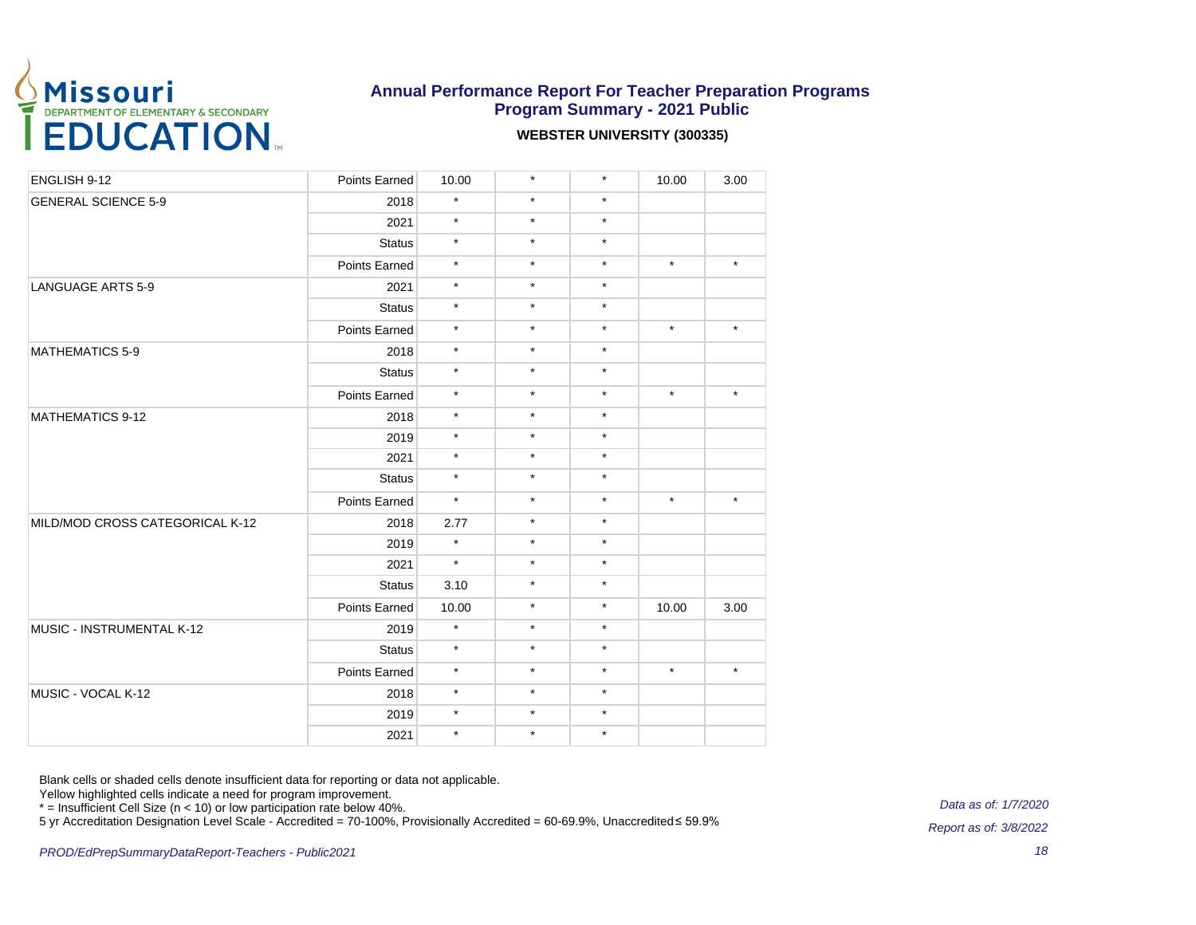# Annual Performance Report For Teacher Preparation Programs
## Program Summary - 2021 Public

**WEBSTER UNIVERSITY (300335)**

| | | | | | | |
|---|---|---|---|---|---|---|
| ENGLISH 9-12 | Points Earned | 10.00 | * | * | 10.00 | 3.00 |
| GENERAL SCIENCE 5-9 | 2018 | * | * | * | | |
| | 2021 | * | * | * | | |
| | Status | * | * | * | | |
| | Points Earned | * | * | * | * | * |
| LANGUAGE ARTS 5-9 | 2021 | * | * | * | | |
| | Status | * | * | * | | |
| | Points Earned | * | * | * | * | * |
| MATHEMATICS 5-9 | 2018 | * | * | * | | |
| | Status | * | * | * | | |
| | Points Earned | * | * | * | * | * |
| MATHEMATICS 9-12 | 2018 | * | * | * | | |
| | 2019 | * | * | * | | |
| | 2021 | * | * | * | | |
| | Status | * | * | * | | |
| | Points Earned | * | * | * | * | * |
| MILD/MOD CROSS CATEGORICAL K-12 | 2018 | 2.77 | * | * | | |
| | 2019 | * | * | * | | |
| | 2021 | * | * | * | | |
| | Status | 3.10 | * | * | | |
| | Points Earned | 10.00 | * | * | 10.00 | 3.00 |
| MUSIC - INSTRUMENTAL K-12 | 2019 | * | * | * | | |
| | Status | * | * | * | | |
| | Points Earned | * | * | * | * | * |
| MUSIC - VOCAL K-12 | 2018 | * | * | * | | |
| | 2019 | * | * | * | | |
| | 2021 | * | * | * | | |

Blank cells or shaded cells denote insufficient data for reporting or data not applicable.
Yellow highlighted cells indicate a need for program improvement.
* = Insufficient Cell Size (n < 10) or low participation rate below 40%.
5 yr Accreditation Designation Level Scale - Accredited = 70-100%, Provisionally Accredited = 60-69.9%, Unaccredited ≤ 59.9%

*Data as of: 1/7/2020*

*Report as of: 3/8/2022*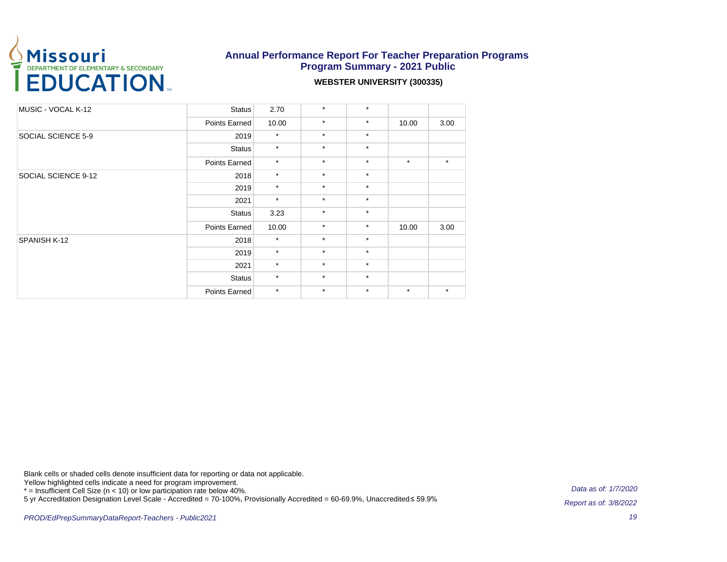# Annual Performance Report For Teacher Preparation Programs
## Program Summary - 2021 Public

**WEBSTER UNIVERSITY (300335)**

| | | | | | | |
|---|---|---|---|---|---|---|
| MUSIC - VOCAL K-12 | Status | 2.70 | * | * | | |
| | Points Earned | 10.00 | * | * | 10.00 | 3.00 |
| SOCIAL SCIENCE 5-9 | 2019 | * | * | * | | |
| | Status | * | * | * | | |
| | Points Earned | * | * | * | * | * |
| SOCIAL SCIENCE 9-12 | 2018 | * | * | * | | |
| | 2019 | * | * | * | | |
| | 2021 | * | * | * | | |
| | Status | 3.23 | * | * | | |
| | Points Earned | 10.00 | * | * | 10.00 | 3.00 |
| SPANISH K-12 | 2018 | * | * | * | | |
| | 2019 | * | * | * | | |
| | 2021 | * | * | * | | |
| | Status | * | * | * | | |
| | Points Earned | * | * | * | * | * |

Blank cells or shaded cells denote insufficient data for reporting or data not applicable.
Yellow highlighted cells indicate a need for program improvement.
* = Insufficient Cell Size (n < 10) or low participation rate below 40%.
5 yr Accreditation Designation Level Scale - Accredited = 70-100%, Provisionally Accredited = 60-69.9%, Unaccredited ≤ 59.9%

*Data as of: 1/7/2020*

*Report as of: 3/8/2022*

*PROD/EdPrepSummaryDataReport-Teachers - Public2021*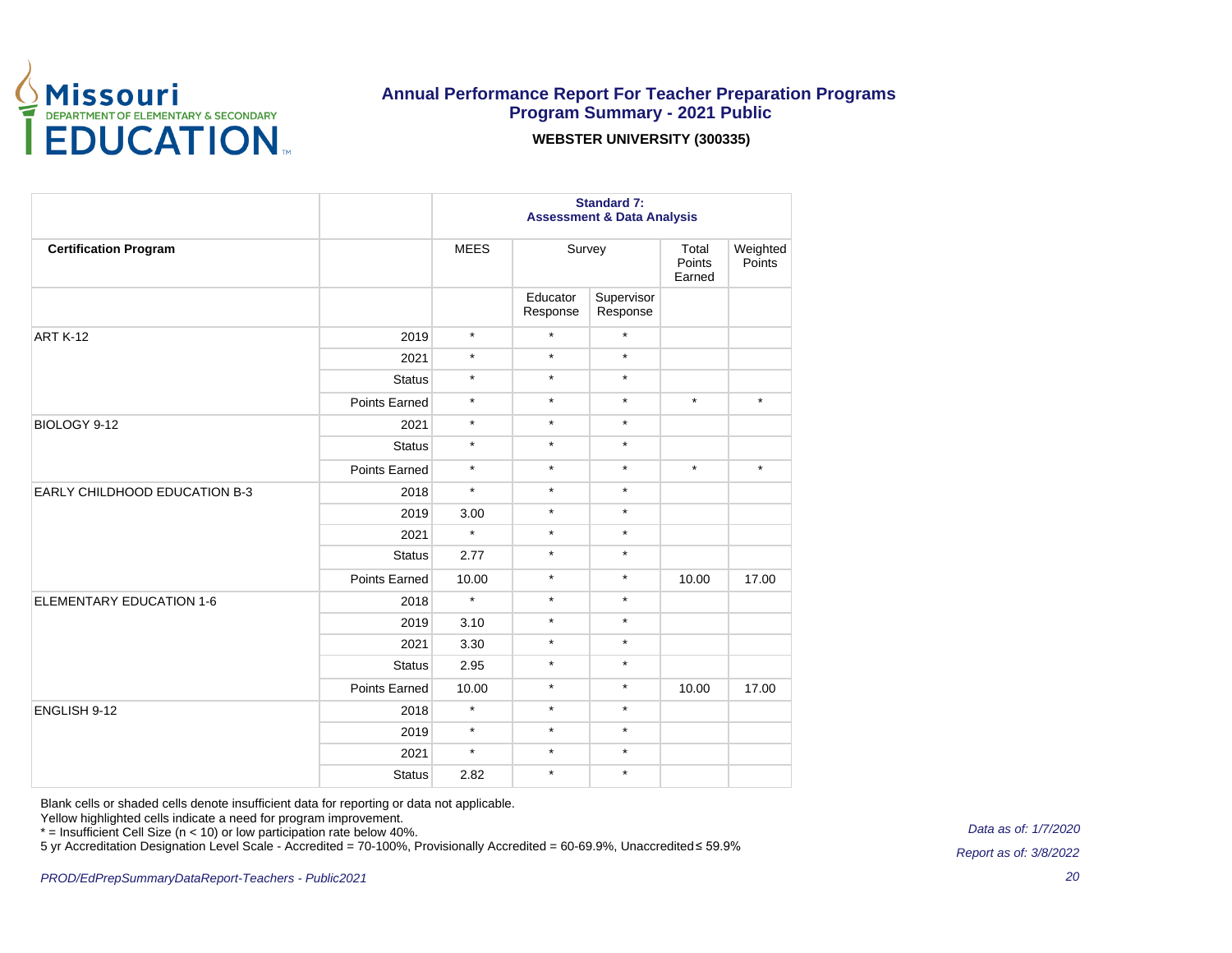# Annual Performance Report For Teacher Preparation Programs
## Program Summary - 2021 Public

**WEBSTER UNIVERSITY (300335)**

| | | Standard 7: Assessment & Data Analysis | | | | |
|---|---|---|---|---|---|---|
| **Certification Program** | | MEES | Survey | | Total Points Earned | Weighted Points |
| | | | Educator Response | Supervisor Response | | |
| ART K-12 | 2019 | * | * | * | | |
| | 2021 | * | * | * | | |
| | Status | * | * | * | | |
| | Points Earned | * | * | * | * | * |
| BIOLOGY 9-12 | 2021 | * | * | * | | |
| | Status | * | * | * | | |
| | Points Earned | * | * | * | * | * |
| EARLY CHILDHOOD EDUCATION B-3 | 2018 | * | * | * | | |
| | 2019 | 3.00 | * | * | | |
| | 2021 | * | * | * | | |
| | Status | 2.77 | * | * | | |
| | Points Earned | 10.00 | * | * | 10.00 | 17.00 |
| ELEMENTARY EDUCATION 1-6 | 2018 | * | * | * | | |
| | 2019 | 3.10 | * | * | | |
| | 2021 | 3.30 | * | * | | |
| | Status | 2.95 | * | * | | |
| | Points Earned | 10.00 | * | * | 10.00 | 17.00 |
| ENGLISH 9-12 | 2018 | * | * | * | | |
| | 2019 | * | * | * | | |
| | 2021 | * | * | * | | |
| | Status | 2.82 | * | * | | |

Blank cells or shaded cells denote insufficient data for reporting or data not applicable.
Yellow highlighted cells indicate a need for program improvement.
* = Insufficient Cell Size (n < 10) or low participation rate below 40%.
5 yr Accreditation Designation Level Scale - Accredited = 70-100%, Provisionally Accredited = 60-69.9%, Unaccredited ≤ 59.9%

*Data as of: 1/7/2020*

*Report as of: 3/8/2022*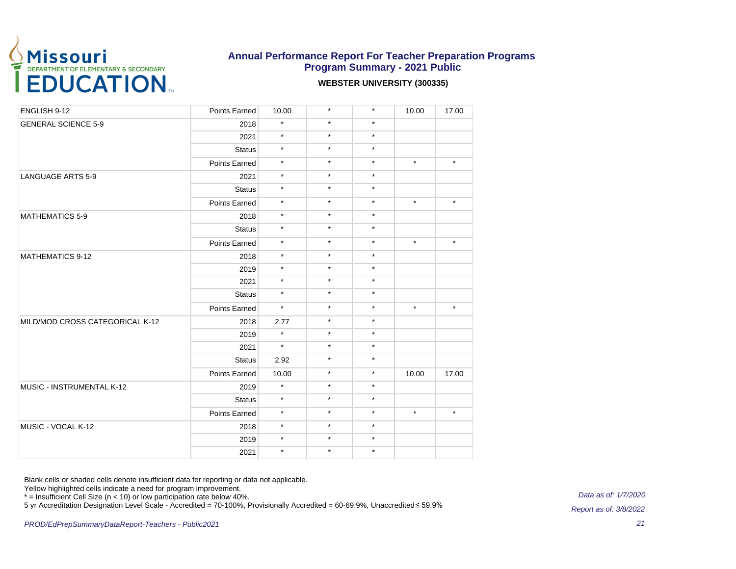# Annual Performance Report For Teacher Preparation Programs
## Program Summary - 2021 Public

**WEBSTER UNIVERSITY (300335)**

| | | | | | | |
|---|---|---|---|---|---|---|
| ENGLISH 9-12 | Points Earned | 10.00 | * | * | 10.00 | 17.00 |
| GENERAL SCIENCE 5-9 | 2018 | * | * | * | | |
| | 2021 | * | * | * | | |
| | Status | * | * | * | | |
| | Points Earned | * | * | * | * | * |
| LANGUAGE ARTS 5-9 | 2021 | * | * | * | | |
| | Status | * | * | * | | |
| | Points Earned | * | * | * | * | * |
| MATHEMATICS 5-9 | 2018 | * | * | * | | |
| | Status | * | * | * | | |
| | Points Earned | * | * | * | * | * |
| MATHEMATICS 9-12 | 2018 | * | * | * | | |
| | 2019 | * | * | * | | |
| | 2021 | * | * | * | | |
| | Status | * | * | * | | |
| | Points Earned | * | * | * | * | * |
| MILD/MOD CROSS CATEGORICAL K-12 | 2018 | 2.77 | * | * | | |
| | 2019 | * | * | * | | |
| | 2021 | * | * | * | | |
| | Status | 2.92 | * | * | | |
| | Points Earned | 10.00 | * | * | 10.00 | 17.00 |
| MUSIC - INSTRUMENTAL K-12 | 2019 | * | * | * | | |
| | Status | * | * | * | | |
| | Points Earned | * | * | * | * | * |
| MUSIC - VOCAL K-12 | 2018 | * | * | * | | |
| | 2019 | * | * | * | | |
| | 2021 | * | * | * | | |

Blank cells or shaded cells denote insufficient data for reporting or data not applicable.
Yellow highlighted cells indicate a need for program improvement.
* = Insufficient Cell Size (n < 10) or low participation rate below 40%.
5 yr Accreditation Designation Level Scale - Accredited = 70-100%, Provisionally Accredited = 60-69.9%, Unaccredited ≤ 59.9%

*Data as of: 1/7/2020*

*Report as of: 3/8/2022*

*PROD/EdPrepSummaryDataReport-Teachers - Public2021*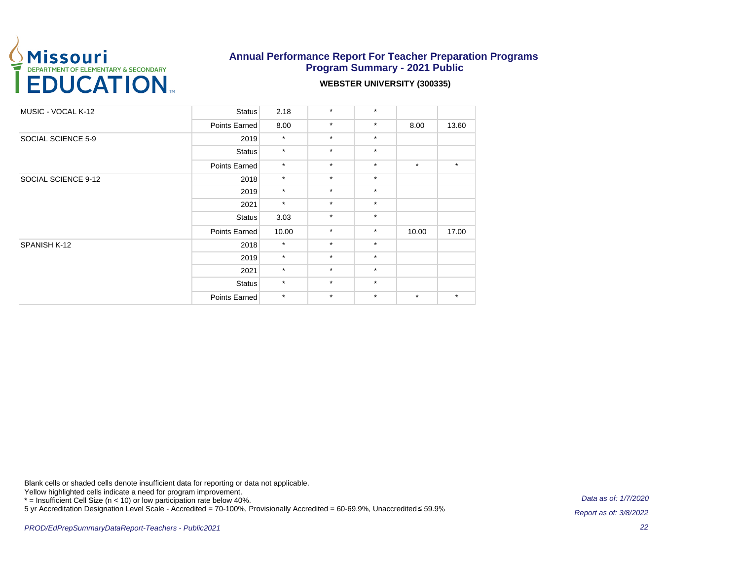# Annual Performance Report For Teacher Preparation Programs
## Program Summary - 2021 Public

**WEBSTER UNIVERSITY (300335)**

| | | | | | | |
|---|---|---|---|---|---|---|
| MUSIC - VOCAL K-12 | Status | 2.18 | * | * | | |
| | Points Earned | 8.00 | * | * | 8.00 | 13.60 |
| SOCIAL SCIENCE 5-9 | 2019 | * | * | * | | |
| | Status | * | * | * | | |
| | Points Earned | * | * | * | * | * |
| SOCIAL SCIENCE 9-12 | 2018 | * | * | * | | |
| | 2019 | * | * | * | | |
| | 2021 | * | * | * | | |
| | Status | 3.03 | * | * | | |
| | Points Earned | 10.00 | * | * | 10.00 | 17.00 |
| SPANISH K-12 | 2018 | * | * | * | | |
| | 2019 | * | * | * | | |
| | 2021 | * | * | * | | |
| | Status | * | * | * | | |
| | Points Earned | * | * | * | * | * |

Blank cells or shaded cells denote insufficient data for reporting or data not applicable.
Yellow highlighted cells indicate a need for program improvement.
* = Insufficient Cell Size (n < 10) or low participation rate below 40%.
5 yr Accreditation Designation Level Scale - Accredited = 70-100%, Provisionally Accredited = 60-69.9%, Unaccredited ≤ 59.9%

*Data as of: 1/7/2020*

*Report as of: 3/8/2022*

*PROD/EdPrepSummaryDataReport-Teachers - Public2021*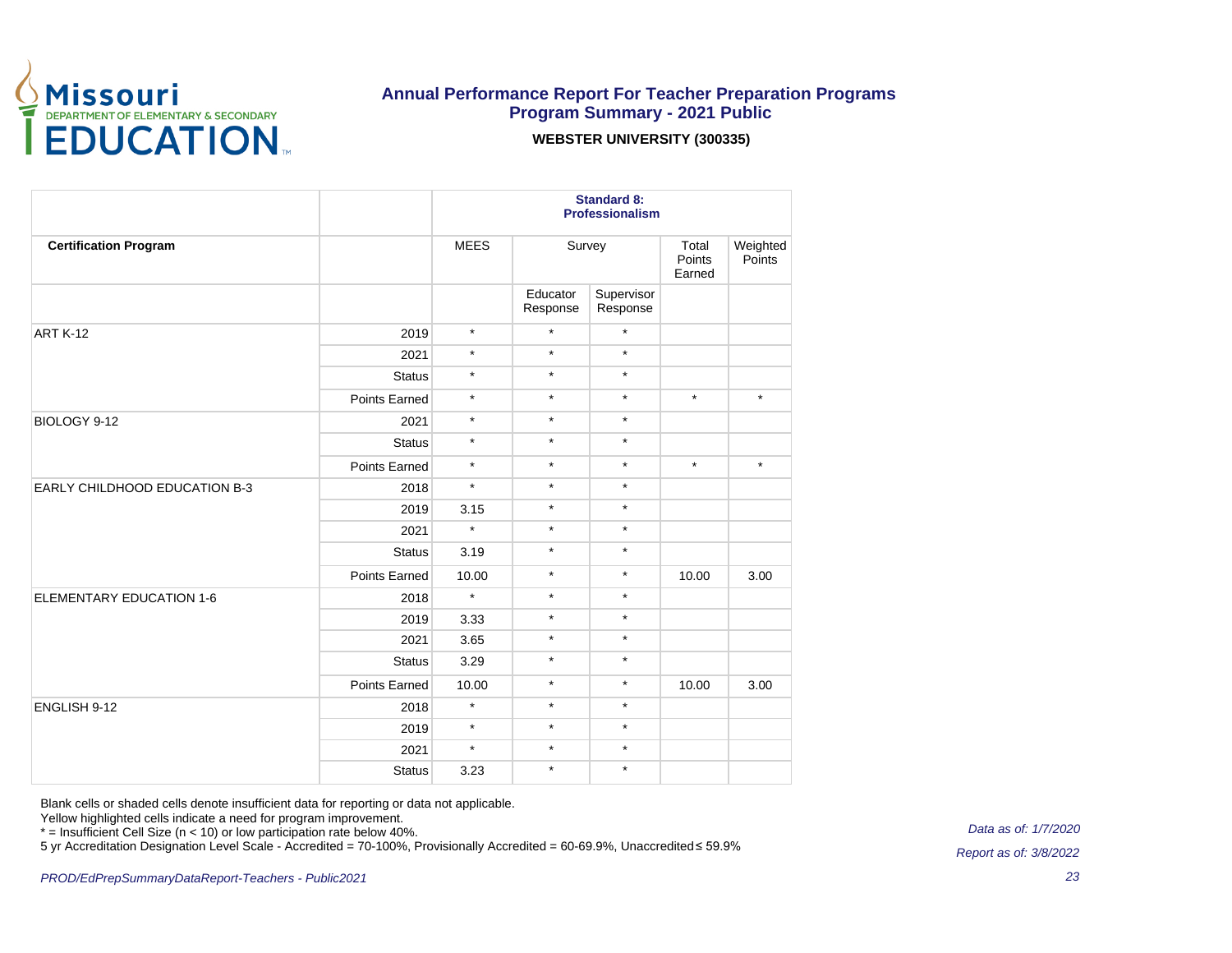# Annual Performance Report For Teacher Preparation Programs
## Program Summary - 2021 Public

**WEBSTER UNIVERSITY (300335)**

| | | Standard 8: Professionalism | | | | |
|---|---|---|---|---|---|---|
| **Certification Program** | | MEES | Survey | | Total Points Earned | Weighted Points |
| | | | Educator Response | Supervisor Response | | |
| ART K-12 | 2019 | * | * | * | | |
| | 2021 | * | * | * | | |
| | Status | * | * | * | | |
| | Points Earned | * | * | * | * | * |
| BIOLOGY 9-12 | 2021 | * | * | * | | |
| | Status | * | * | * | | |
| | Points Earned | * | * | * | * | * |
| EARLY CHILDHOOD EDUCATION B-3 | 2018 | * | * | * | | |
| | 2019 | 3.15 | * | * | | |
| | 2021 | * | * | * | | |
| | Status | 3.19 | * | * | | |
| | Points Earned | 10.00 | * | * | 10.00 | 3.00 |
| ELEMENTARY EDUCATION 1-6 | 2018 | * | * | * | | |
| | 2019 | 3.33 | * | * | | |
| | 2021 | 3.65 | * | * | | |
| | Status | 3.29 | * | * | | |
| | Points Earned | 10.00 | * | * | 10.00 | 3.00 |
| ENGLISH 9-12 | 2018 | * | * | * | | |
| | 2019 | * | * | * | | |
| | 2021 | * | * | * | | |
| | Status | 3.23 | * | * | | |

Blank cells or shaded cells denote insufficient data for reporting or data not applicable.
Yellow highlighted cells indicate a need for program improvement.
* = Insufficient Cell Size (n < 10) or low participation rate below 40%.
5 yr Accreditation Designation Level Scale - Accredited = 70-100%, Provisionally Accredited = 60-69.9%, Unaccredited ≤ 59.9%

*Data as of: 1/7/2020*

*Report as of: 3/8/2022*

*PROD/EdPrepSummaryDataReport-Teachers - Public2021*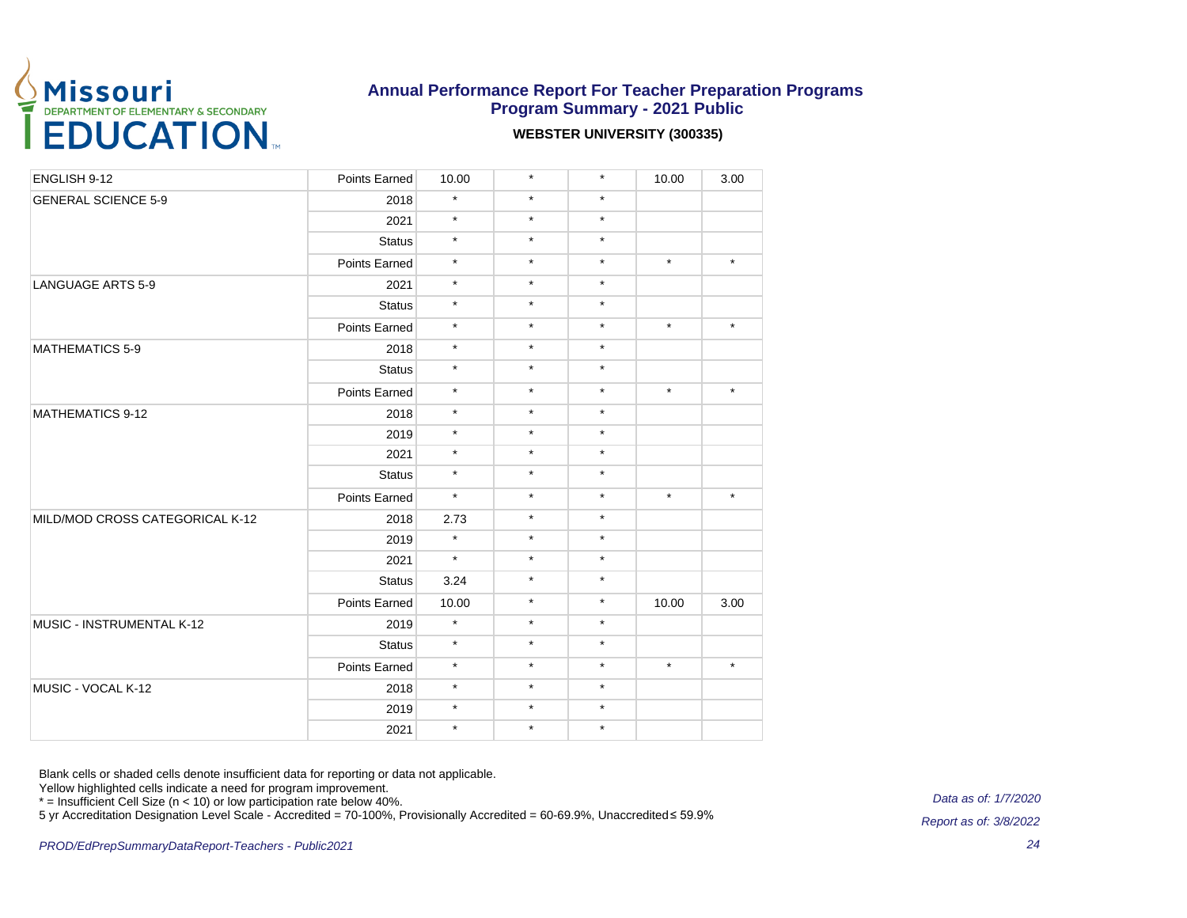# Annual Performance Report For Teacher Preparation Programs
## Program Summary - 2021 Public

**WEBSTER UNIVERSITY (300335)**

| | | | | | | |
|---|---|---|---|---|---|---|
| ENGLISH 9-12 | Points Earned | 10.00 | * | * | 10.00 | 3.00 |
| GENERAL SCIENCE 5-9 | 2018 | * | * | * | | |
| | 2021 | * | * | * | | |
| | Status | * | * | * | | |
| | Points Earned | * | * | * | * | * |
| LANGUAGE ARTS 5-9 | 2021 | * | * | * | | |
| | Status | * | * | * | | |
| | Points Earned | * | * | * | * | * |
| MATHEMATICS 5-9 | 2018 | * | * | * | | |
| | Status | * | * | * | | |
| | Points Earned | * | * | * | * | * |
| MATHEMATICS 9-12 | 2018 | * | * | * | | |
| | 2019 | * | * | * | | |
| | 2021 | * | * | * | | |
| | Status | * | * | * | | |
| | Points Earned | * | * | * | * | * |
| MILD/MOD CROSS CATEGORICAL K-12 | 2018 | 2.73 | * | * | | |
| | 2019 | * | * | * | | |
| | 2021 | * | * | * | | |
| | Status | 3.24 | * | * | | |
| | Points Earned | 10.00 | * | * | 10.00 | 3.00 |
| MUSIC - INSTRUMENTAL K-12 | 2019 | * | * | * | | |
| | Status | * | * | * | | |
| | Points Earned | * | * | * | * | * |
| MUSIC - VOCAL K-12 | 2018 | * | * | * | | |
| | 2019 | * | * | * | | |
| | 2021 | * | * | * | | |

Blank cells or shaded cells denote insufficient data for reporting or data not applicable.
Yellow highlighted cells indicate a need for program improvement.
* = Insufficient Cell Size (n < 10) or low participation rate below 40%.
5 yr Accreditation Designation Level Scale - Accredited = 70-100%, Provisionally Accredited = 60-69.9%, Unaccredited ≤ 59.9%

*Data as of: 1/7/2020*

*Report as of: 3/8/2022*

*PROD/EdPrepSummaryDataReport-Teachers - Public2021*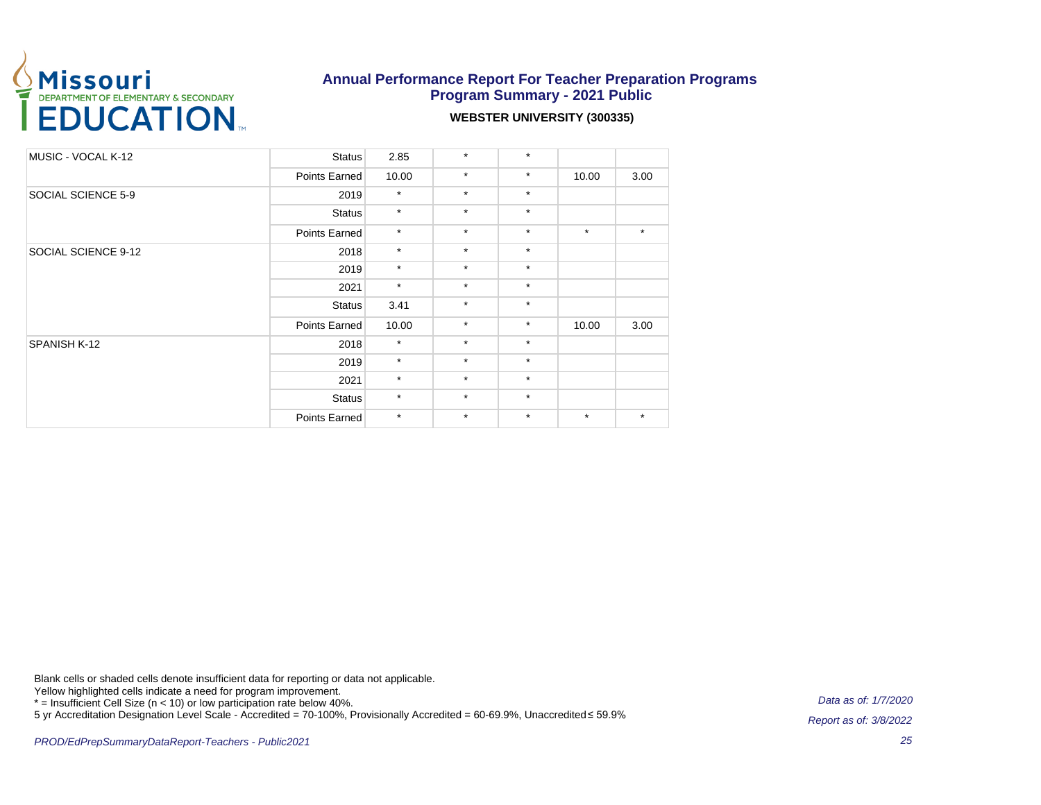# Annual Performance Report For Teacher Preparation Programs
## Program Summary - 2021 Public

**WEBSTER UNIVERSITY (300335)**

| | | | | | | |
|---|---|---|---|---|---|---|
| MUSIC - VOCAL K-12 | Status | 2.85 | * | * | | |
| | Points Earned | 10.00 | * | * | 10.00 | 3.00 |
| SOCIAL SCIENCE 5-9 | 2019 | * | * | * | | |
| | Status | * | * | * | | |
| | Points Earned | * | * | * | * | * |
| SOCIAL SCIENCE 9-12 | 2018 | * | * | * | | |
| | 2019 | * | * | * | | |
| | 2021 | * | * | * | | |
| | Status | 3.41 | * | * | | |
| | Points Earned | 10.00 | * | * | 10.00 | 3.00 |
| SPANISH K-12 | 2018 | * | * | * | | |
| | 2019 | * | * | * | | |
| | 2021 | * | * | * | | |
| | Status | * | * | * | | |
| | Points Earned | * | * | * | * | * |

Blank cells or shaded cells denote insufficient data for reporting or data not applicable.
Yellow highlighted cells indicate a need for program improvement.
* = Insufficient Cell Size (n < 10) or low participation rate below 40%.
5 yr Accreditation Designation Level Scale - Accredited = 70-100%, Provisionally Accredited = 60-69.9%, Unaccredited ≤ 59.9%

*Data as of: 1/7/2020*

*Report as of: 3/8/2022*

*PROD/EdPrepSummaryDataReport-Teachers - Public2021*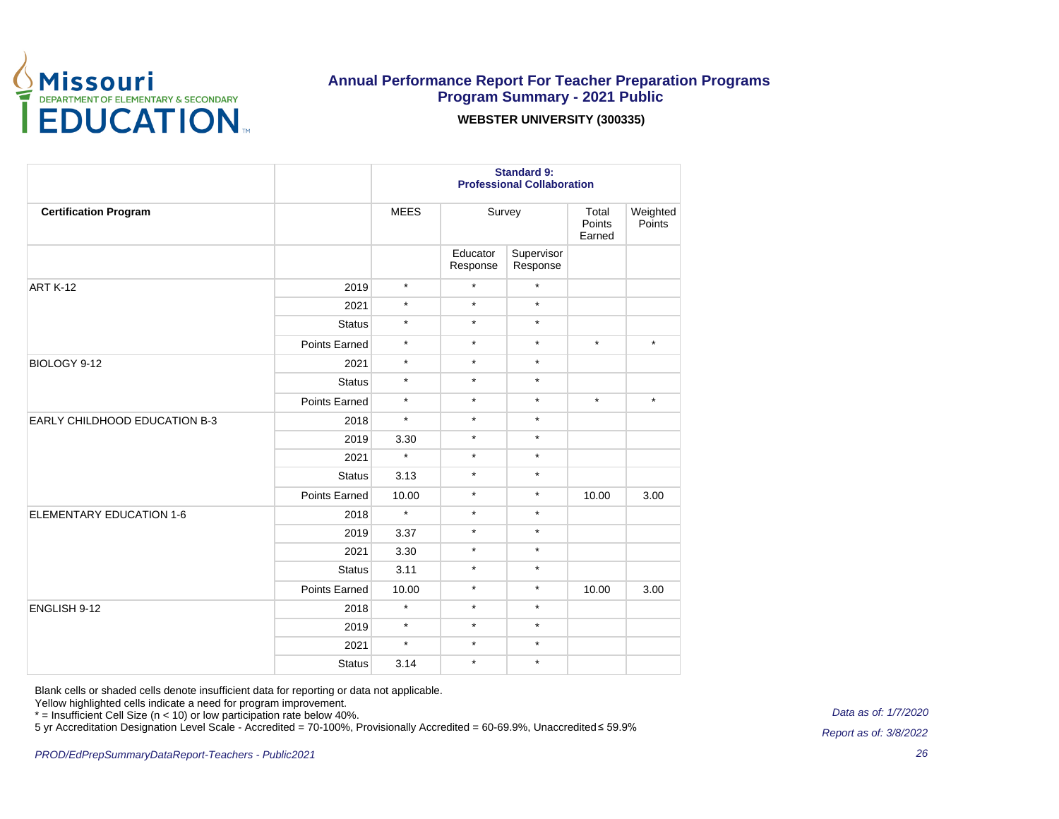# Annual Performance Report For Teacher Preparation Programs
## Program Summary - 2021 Public

**WEBSTER UNIVERSITY (300335)**

| | | Standard 9: Professional Collaboration | | | | |
|---|---|---|---|---|---|---|
| **Certification Program** | | MEES | Survey | | Total Points Earned | Weighted Points |
| | | | Educator Response | Supervisor Response | | |
| ART K-12 | 2019 | * | * | * | | |
| | 2021 | * | * | * | | |
| | Status | * | * | * | | |
| | Points Earned | * | * | * | * | * |
| BIOLOGY 9-12 | 2021 | * | * | * | | |
| | Status | * | * | * | | |
| | Points Earned | * | * | * | * | * |
| EARLY CHILDHOOD EDUCATION B-3 | 2018 | * | * | * | | |
| | 2019 | 3.30 | * | * | | |
| | 2021 | * | * | * | | |
| | Status | 3.13 | * | * | | |
| | Points Earned | 10.00 | * | * | 10.00 | 3.00 |
| ELEMENTARY EDUCATION 1-6 | 2018 | * | * | * | | |
| | 2019 | 3.37 | * | * | | |
| | 2021 | 3.30 | * | * | | |
| | Status | 3.11 | * | * | | |
| | Points Earned | 10.00 | * | * | 10.00 | 3.00 |
| ENGLISH 9-12 | 2018 | * | * | * | | |
| | 2019 | * | * | * | | |
| | 2021 | * | * | * | | |
| | Status | 3.14 | * | * | | |

Blank cells or shaded cells denote insufficient data for reporting or data not applicable.
Yellow highlighted cells indicate a need for program improvement.
* = Insufficient Cell Size (n < 10) or low participation rate below 40%.
5 yr Accreditation Designation Level Scale - Accredited = 70-100%, Provisionally Accredited = 60-69.9%, Unaccredited ≤ 59.9%

*Data as of: 1/7/2020*

*Report as of: 3/8/2022*

*PROD/EdPrepSummaryDataReport-Teachers - Public2021*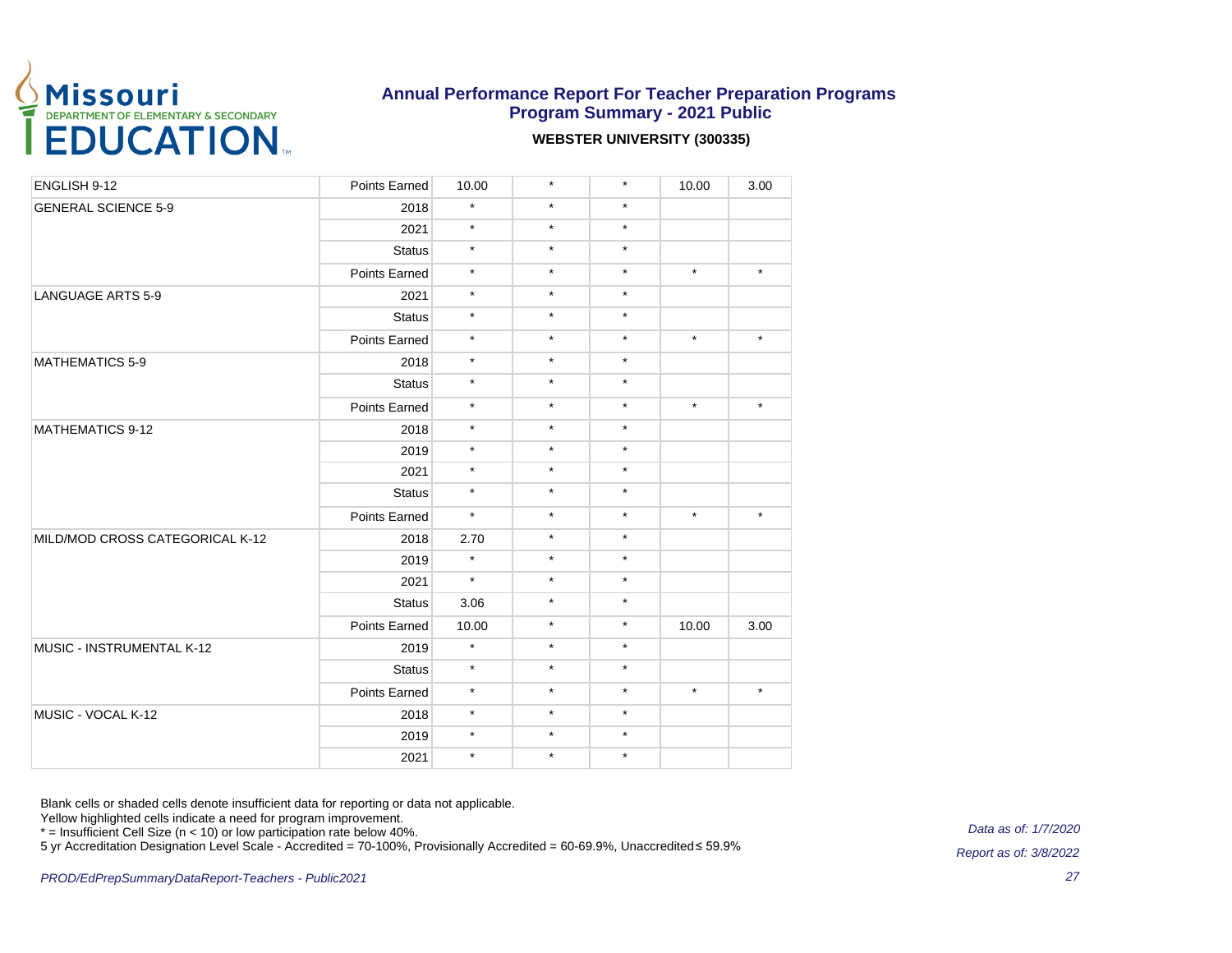**Annual Performance Report For Teacher Preparation Programs**
**Program Summary - 2021 Public**

**WEBSTER UNIVERSITY (300335)**

| | | | | | | |
|---|---|---|---|---|---|---|
| ENGLISH 9-12 | Points Earned | 10.00 | * | * | 10.00 | 3.00 |
| GENERAL SCIENCE 5-9 | 2018 | * | * | * | | |
| | 2021 | * | * | * | | |
| | Status | * | * | * | | |
| | Points Earned | * | * | * | * | * |
| LANGUAGE ARTS 5-9 | 2021 | * | * | * | | |
| | Status | * | * | * | | |
| | Points Earned | * | * | * | * | * |
| MATHEMATICS 5-9 | 2018 | * | * | * | | |
| | Status | * | * | * | | |
| | Points Earned | * | * | * | * | * |
| MATHEMATICS 9-12 | 2018 | * | * | * | | |
| | 2019 | * | * | * | | |
| | 2021 | * | * | * | | |
| | Status | * | * | * | | |
| | Points Earned | * | * | * | * | * |
| MILD/MOD CROSS CATEGORICAL K-12 | 2018 | 2.70 | * | * | | |
| | 2019 | * | * | * | | |
| | 2021 | * | * | * | | |
| | Status | 3.06 | * | * | | |
| | Points Earned | 10.00 | * | * | 10.00 | 3.00 |
| MUSIC - INSTRUMENTAL K-12 | 2019 | * | * | * | | |
| | Status | * | * | * | | |
| | Points Earned | * | * | * | * | * |
| MUSIC - VOCAL K-12 | 2018 | * | * | * | | |
| | 2019 | * | * | * | | |
| | 2021 | * | * | * | | |

Blank cells or shaded cells denote insufficient data for reporting or data not applicable.
Yellow highlighted cells indicate a need for program improvement.
* = Insufficient Cell Size (n < 10) or low participation rate below 40%.
5 yr Accreditation Designation Level Scale - Accredited = 70-100%, Provisionally Accredited = 60-69.9%, Unaccredited ≤ 59.9%

*Data as of: 1/7/2020*

*Report as of: 3/8/2022*

*PROD/EdPrepSummaryDataReport-Teachers - Public2021*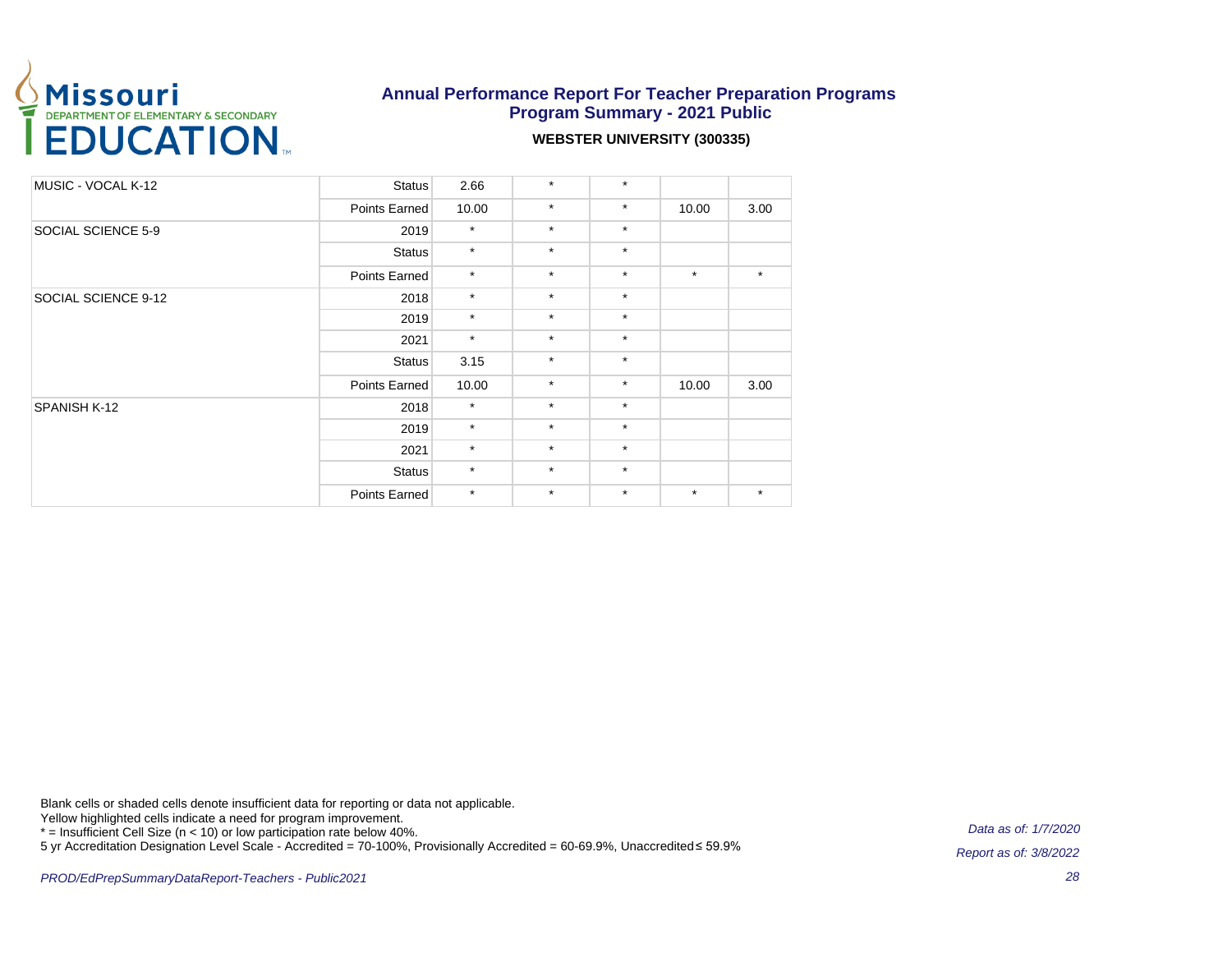# Annual Performance Report For Teacher Preparation Programs
## Program Summary - 2021 Public

**WEBSTER UNIVERSITY (300335)**

| | | | | | | |
|---|---|---|---|---|---|---|
| MUSIC - VOCAL K-12 | Status | 2.66 | * | * | | |
| | Points Earned | 10.00 | * | * | 10.00 | 3.00 |
| SOCIAL SCIENCE 5-9 | 2019 | * | * | * | | |
| | Status | * | * | * | | |
| | Points Earned | * | * | * | * | * |
| SOCIAL SCIENCE 9-12 | 2018 | * | * | * | | |
| | 2019 | * | * | * | | |
| | 2021 | * | * | * | | |
| | Status | 3.15 | * | * | | |
| | Points Earned | 10.00 | * | * | 10.00 | 3.00 |
| SPANISH K-12 | 2018 | * | * | * | | |
| | 2019 | * | * | * | | |
| | 2021 | * | * | * | | |
| | Status | * | * | * | | |
| | Points Earned | * | * | * | * | * |

Blank cells or shaded cells denote insufficient data for reporting or data not applicable.
Yellow highlighted cells indicate a need for program improvement.
* = Insufficient Cell Size (n < 10) or low participation rate below 40%.
5 yr Accreditation Designation Level Scale - Accredited = 70-100%, Provisionally Accredited = 60-69.9%, Unaccredited ≤ 59.9%

*Data as of: 1/7/2020*

*Report as of: 3/8/2022*

*PROD/EdPrepSummaryDataReport-Teachers - Public2021*